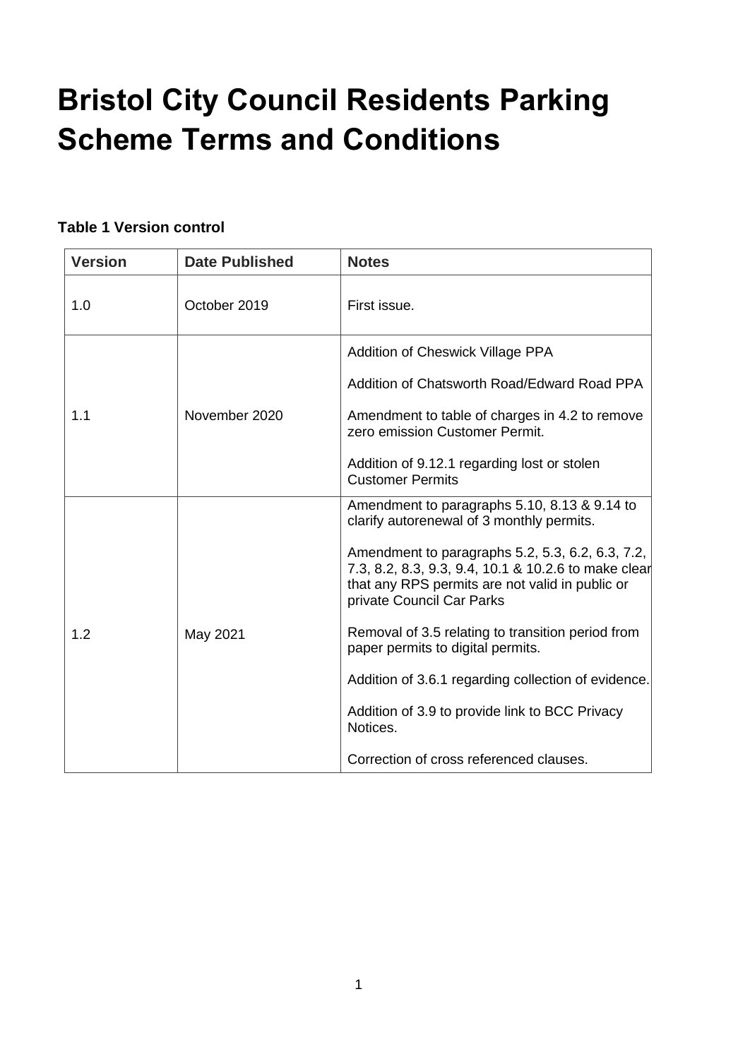# Bristol City Council Residents Parking Scheme Terms and Conditions

**Table 1 Version control**

| Version | Date Published | Notes |
|---|---|---|
| 1.0 | October 2019 | First issue. |
| 1.1 | November 2020 | Addition of Cheswick Village PPA<br><br>Addition of Chatsworth Road/Edward Road PPA<br><br>Amendment to table of charges in 4.2 to remove zero emission Customer Permit.<br><br>Addition of 9.12.1 regarding lost or stolen Customer Permits |
| 1.2 | May 2021 | Amendment to paragraphs 5.10, 8.13 & 9.14 to clarify autorenewal of 3 monthly permits.<br><br>Amendment to paragraphs 5.2, 5.3, 6.2, 6.3, 7.2, 7.3, 8.2, 8.3, 9.3, 9.4, 10.1 & 10.2.6 to make clear that any RPS permits are not valid in public or private Council Car Parks<br><br>Removal of 3.5 relating to transition period from paper permits to digital permits.<br><br>Addition of 3.6.1 regarding collection of evidence.<br><br>Addition of 3.9 to provide link to BCC Privacy Notices.<br><br>Correction of cross referenced clauses. |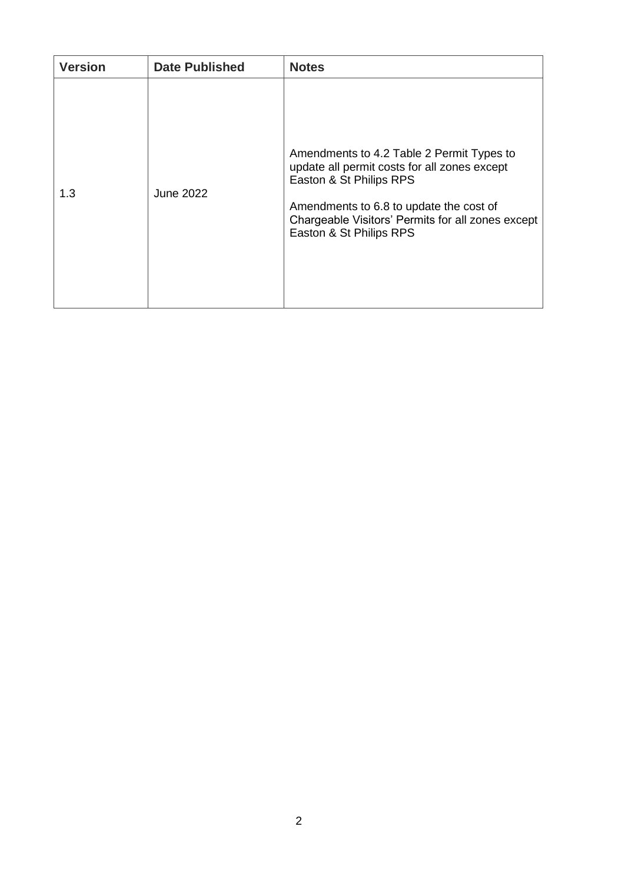| Version | Date Published | Notes |
|---|---|---|
| 1.3 | June 2022 | Amendments to 4.2 Table 2 Permit Types to update all permit costs for all zones except Easton & St Philips RPS<br><br>Amendments to 6.8 to update the cost of Chargeable Visitors' Permits for all zones except Easton & St Philips RPS |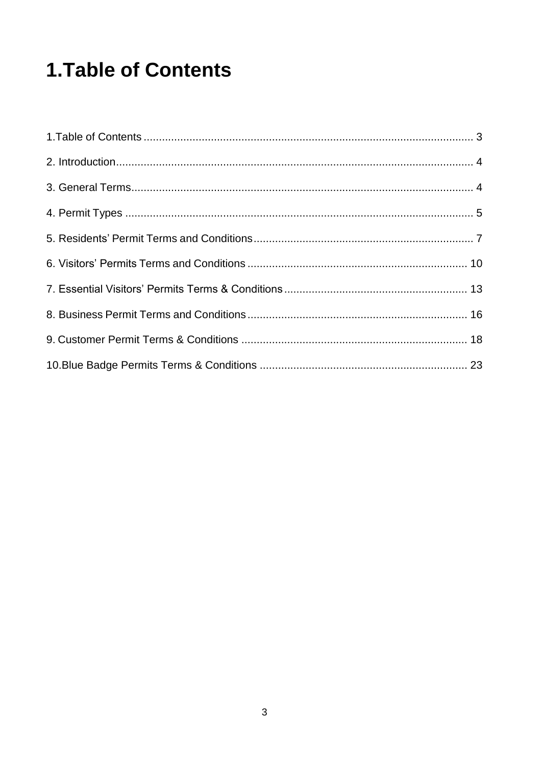# 1.Table of Contents

1.Table of Contents ........................................................................................................ 3

2. Introduction.................................................................................................................. 4

3. General Terms.............................................................................................................. 4

4. Permit Types ................................................................................................................ 5

5. Residents' Permit Terms and Conditions....................................................................... 7

6. Visitors' Permits Terms and Conditions ....................................................................... 10

7. Essential Visitors' Permits Terms & Conditions ............................................................ 13

8. Business Permit Terms and Conditions........................................................................ 16

9. Customer Permit Terms & Conditions .......................................................................... 18

10.Blue Badge Permits Terms & Conditions .................................................................... 23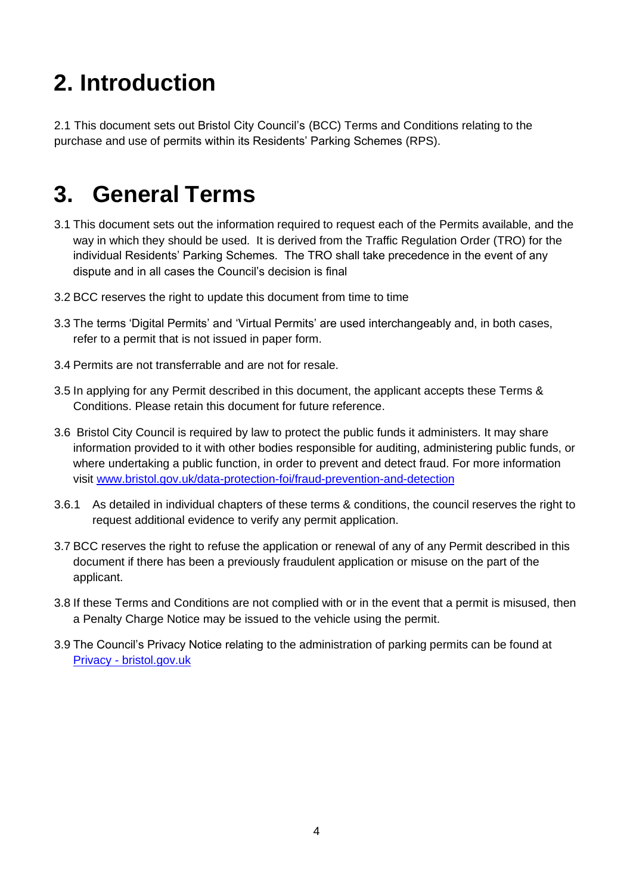# 2. Introduction

2.1 This document sets out Bristol City Council's (BCC) Terms and Conditions relating to the purchase and use of permits within its Residents' Parking Schemes (RPS).

# 3. General Terms

3.1 This document sets out the information required to request each of the Permits available, and the way in which they should be used. It is derived from the Traffic Regulation Order (TRO) for the individual Residents' Parking Schemes. The TRO shall take precedence in the event of any dispute and in all cases the Council's decision is final

3.2 BCC reserves the right to update this document from time to time

3.3 The terms 'Digital Permits' and 'Virtual Permits' are used interchangeably and, in both cases, refer to a permit that is not issued in paper form.

3.4 Permits are not transferrable and are not for resale.

3.5 In applying for any Permit described in this document, the applicant accepts these Terms & Conditions. Please retain this document for future reference.

3.6 Bristol City Council is required by law to protect the public funds it administers. It may share information provided to it with other bodies responsible for auditing, administering public funds, or where undertaking a public function, in order to prevent and detect fraud. For more information visit [www.bristol.gov.uk/data-protection-foi/fraud-prevention-and-detection](www.bristol.gov.uk/data-protection-foi/fraud-prevention-and-detection)

3.6.1 As detailed in individual chapters of these terms & conditions, the council reserves the right to request additional evidence to verify any permit application.

3.7 BCC reserves the right to refuse the application or renewal of any of any Permit described in this document if there has been a previously fraudulent application or misuse on the part of the applicant.

3.8 If these Terms and Conditions are not complied with or in the event that a permit is misused, then a Penalty Charge Notice may be issued to the vehicle using the permit.

3.9 The Council's Privacy Notice relating to the administration of parking permits can be found at Privacy - bristol.gov.uk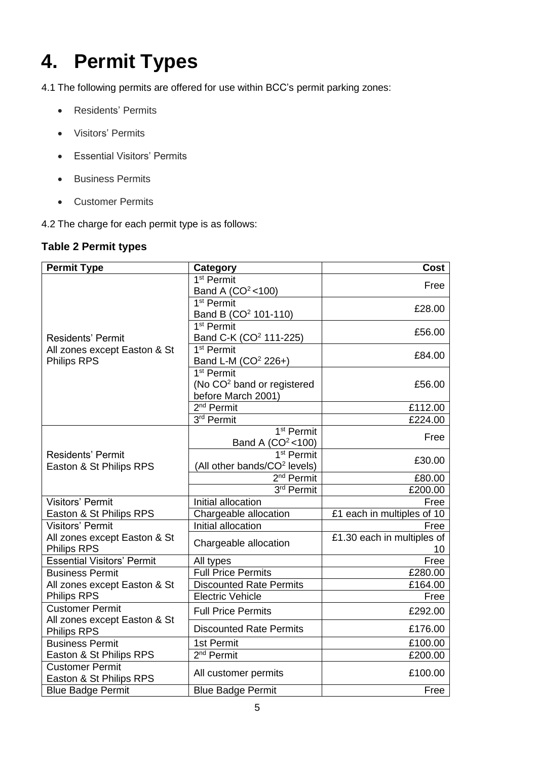# 4. Permit Types

4.1 The following permits are offered for use within BCC's permit parking zones:

- Residents' Permits
- Visitors' Permits
- Essential Visitors' Permits
- Business Permits
- Customer Permits

4.2 The charge for each permit type is as follows:

### Table 2 Permit types

| Permit Type | Category | Cost |
|---|---|---|
| Residents' Permit All zones except Easton & St Philips RPS | 1st Permit Band A ($CO^2$ <100) | Free |
| | 1st Permit Band B ($CO^2$ 101-110) | £28.00 |
| | 1st Permit Band C-K ($CO^2$ 111-225) | £56.00 |
| | 1st Permit Band L-M ($CO^2$ 226+) | £84.00 |
| | 1st Permit (No $CO^2$ band or registered before March 2001) | £56.00 |
| | 2nd Permit | £112.00 |
| | 3rd Permit | £224.00 |
| Residents' Permit Easton & St Philips RPS | 1st Permit Band A ($CO^2$ <100) | Free |
| | 1st Permit (All other bands/$CO^2$ levels) | £30.00 |
| | 2nd Permit | £80.00 |
| | 3rd Permit | £200.00 |
| Visitors' Permit Easton & St Philips RPS | Initial allocation | Free |
| | Chargeable allocation | £1 each in multiples of 10 |
| Visitors' Permit All zones except Easton & St Philips RPS | Initial allocation | Free |
| | Chargeable allocation | £1.30 each in multiples of 10 |
| Essential Visitors' Permit | All types | Free |
| Business Permit All zones except Easton & St Philips RPS | Full Price Permits | £280.00 |
| | Discounted Rate Permits | £164.00 |
| | Electric Vehicle | Free |
| Customer Permit All zones except Easton & St Philips RPS | Full Price Permits | £292.00 |
| | Discounted Rate Permits | £176.00 |
| Business Permit Easton & St Philips RPS | 1st Permit | £100.00 |
| | 2nd Permit | £200.00 |
| Customer Permit Easton & St Philips RPS | All customer permits | £100.00 |
| Blue Badge Permit | Blue Badge Permit | Free |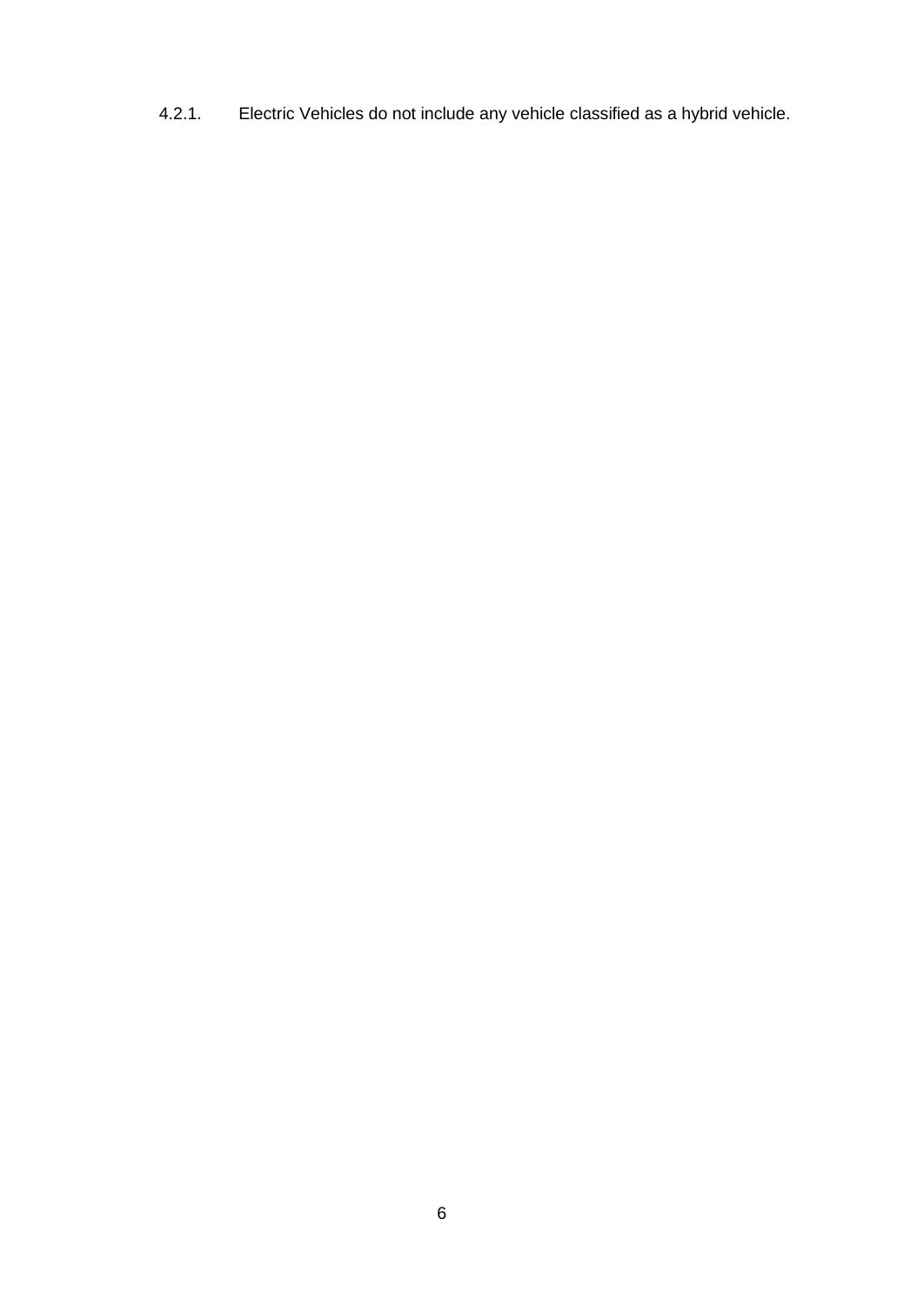4.2.1. Electric Vehicles do not include any vehicle classified as a hybrid vehicle.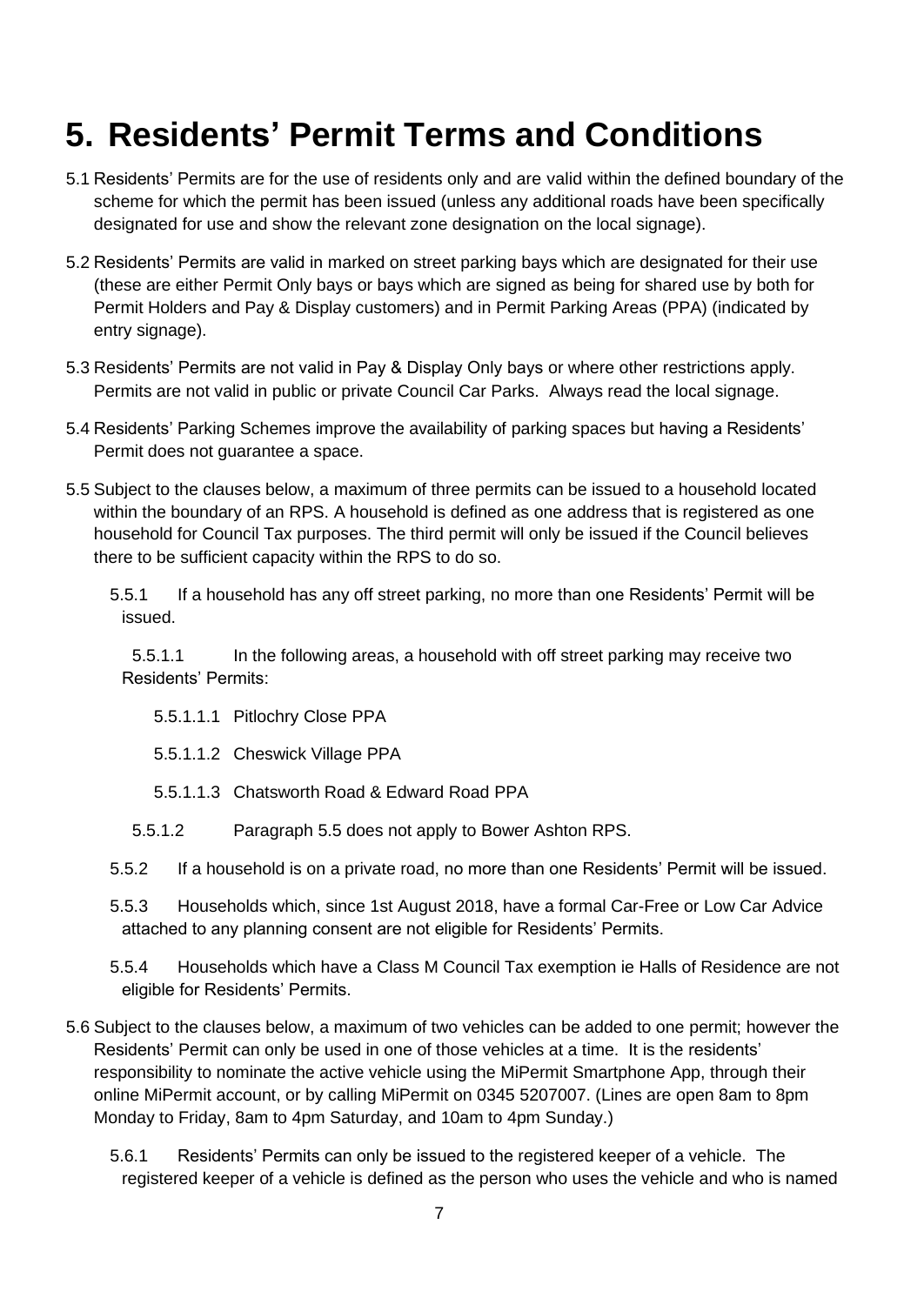# 5. Residents' Permit Terms and Conditions

5.1 Residents' Permits are for the use of residents only and are valid within the defined boundary of the scheme for which the permit has been issued (unless any additional roads have been specifically designated for use and show the relevant zone designation on the local signage).

5.2 Residents' Permits are valid in marked on street parking bays which are designated for their use (these are either Permit Only bays or bays which are signed as being for shared use by both for Permit Holders and Pay & Display customers) and in Permit Parking Areas (PPA) (indicated by entry signage).

5.3 Residents' Permits are not valid in Pay & Display Only bays or where other restrictions apply. Permits are not valid in public or private Council Car Parks. Always read the local signage.

5.4 Residents' Parking Schemes improve the availability of parking spaces but having a Residents' Permit does not guarantee a space.

5.5 Subject to the clauses below, a maximum of three permits can be issued to a household located within the boundary of an RPS. A household is defined as one address that is registered as one household for Council Tax purposes. The third permit will only be issued if the Council believes there to be sufficient capacity within the RPS to do so.

5.5.1 If a household has any off street parking, no more than one Residents' Permit will be issued.

5.5.1.1 In the following areas, a household with off street parking may receive two Residents' Permits:

5.5.1.1.1 Pitlochry Close PPA

5.5.1.1.2 Cheswick Village PPA

5.5.1.1.3 Chatsworth Road & Edward Road PPA

5.5.1.2 Paragraph 5.5 does not apply to Bower Ashton RPS.

5.5.2 If a household is on a private road, no more than one Residents' Permit will be issued.

5.5.3 Households which, since 1st August 2018, have a formal Car-Free or Low Car Advice attached to any planning consent are not eligible for Residents' Permits.

5.5.4 Households which have a Class M Council Tax exemption ie Halls of Residence are not eligible for Residents' Permits.

5.6 Subject to the clauses below, a maximum of two vehicles can be added to one permit; however the Residents' Permit can only be used in one of those vehicles at a time. It is the residents' responsibility to nominate the active vehicle using the MiPermit Smartphone App, through their online MiPermit account, or by calling MiPermit on 0345 5207007. (Lines are open 8am to 8pm Monday to Friday, 8am to 4pm Saturday, and 10am to 4pm Sunday.)

5.6.1 Residents' Permits can only be issued to the registered keeper of a vehicle. The registered keeper of a vehicle is defined as the person who uses the vehicle and who is named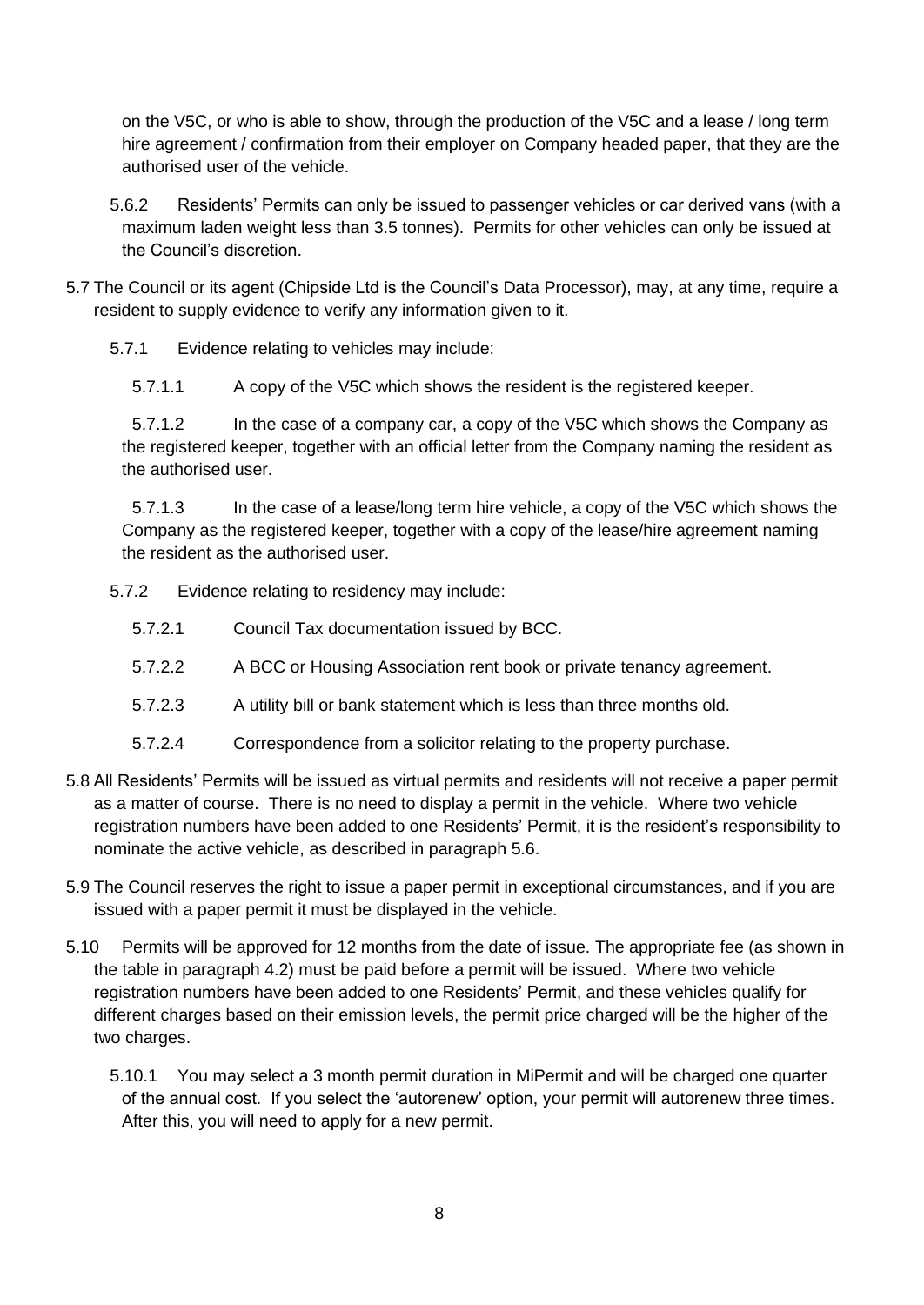on the V5C, or who is able to show, through the production of the V5C and a lease / long term hire agreement / confirmation from their employer on Company headed paper, that they are the authorised user of the vehicle.

5.6.2 Residents' Permits can only be issued to passenger vehicles or car derived vans (with a maximum laden weight less than 3.5 tonnes). Permits for other vehicles can only be issued at the Council's discretion.

5.7 The Council or its agent (Chipside Ltd is the Council's Data Processor), may, at any time, require a resident to supply evidence to verify any information given to it.

5.7.1 Evidence relating to vehicles may include:

5.7.1.1 A copy of the V5C which shows the resident is the registered keeper.

5.7.1.2 In the case of a company car, a copy of the V5C which shows the Company as the registered keeper, together with an official letter from the Company naming the resident as the authorised user.

5.7.1.3 In the case of a lease/long term hire vehicle, a copy of the V5C which shows the Company as the registered keeper, together with a copy of the lease/hire agreement naming the resident as the authorised user.

5.7.2 Evidence relating to residency may include:

5.7.2.1 Council Tax documentation issued by BCC.

5.7.2.2 A BCC or Housing Association rent book or private tenancy agreement.

5.7.2.3 A utility bill or bank statement which is less than three months old.

5.7.2.4 Correspondence from a solicitor relating to the property purchase.

5.8 All Residents' Permits will be issued as virtual permits and residents will not receive a paper permit as a matter of course. There is no need to display a permit in the vehicle. Where two vehicle registration numbers have been added to one Residents' Permit, it is the resident's responsibility to nominate the active vehicle, as described in paragraph 5.6.

5.9 The Council reserves the right to issue a paper permit in exceptional circumstances, and if you are issued with a paper permit it must be displayed in the vehicle.

5.10 Permits will be approved for 12 months from the date of issue. The appropriate fee (as shown in the table in paragraph 4.2) must be paid before a permit will be issued. Where two vehicle registration numbers have been added to one Residents' Permit, and these vehicles qualify for different charges based on their emission levels, the permit price charged will be the higher of the two charges.

5.10.1 You may select a 3 month permit duration in MiPermit and will be charged one quarter of the annual cost. If you select the 'autorenew' option, your permit will autorenew three times. After this, you will need to apply for a new permit.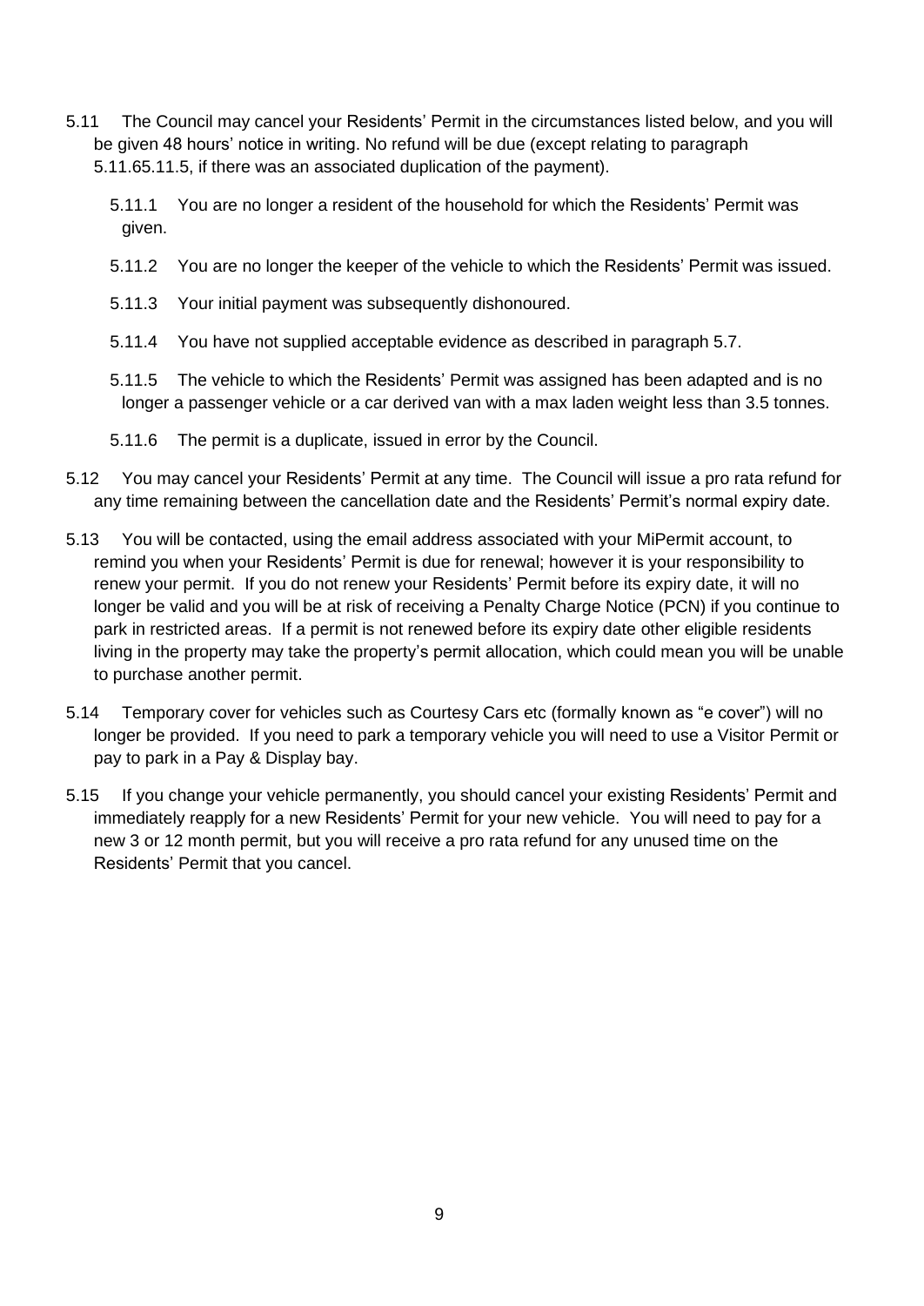5.11 The Council may cancel your Residents' Permit in the circumstances listed below, and you will be given 48 hours' notice in writing. No refund will be due (except relating to paragraph 5.11.65.11.5, if there was an associated duplication of the payment).

5.11.1 You are no longer a resident of the household for which the Residents' Permit was given.

5.11.2 You are no longer the keeper of the vehicle to which the Residents' Permit was issued.

5.11.3 Your initial payment was subsequently dishonoured.

5.11.4 You have not supplied acceptable evidence as described in paragraph 5.7.

5.11.5 The vehicle to which the Residents' Permit was assigned has been adapted and is no longer a passenger vehicle or a car derived van with a max laden weight less than 3.5 tonnes.

5.11.6 The permit is a duplicate, issued in error by the Council.

5.12 You may cancel your Residents' Permit at any time. The Council will issue a pro rata refund for any time remaining between the cancellation date and the Residents' Permit's normal expiry date.

5.13 You will be contacted, using the email address associated with your MiPermit account, to remind you when your Residents' Permit is due for renewal; however it is your responsibility to renew your permit. If you do not renew your Residents' Permit before its expiry date, it will no longer be valid and you will be at risk of receiving a Penalty Charge Notice (PCN) if you continue to park in restricted areas. If a permit is not renewed before its expiry date other eligible residents living in the property may take the property's permit allocation, which could mean you will be unable to purchase another permit.

5.14 Temporary cover for vehicles such as Courtesy Cars etc (formally known as "e cover") will no longer be provided. If you need to park a temporary vehicle you will need to use a Visitor Permit or pay to park in a Pay & Display bay.

5.15 If you change your vehicle permanently, you should cancel your existing Residents' Permit and immediately reapply for a new Residents' Permit for your new vehicle. You will need to pay for a new 3 or 12 month permit, but you will receive a pro rata refund for any unused time on the Residents' Permit that you cancel.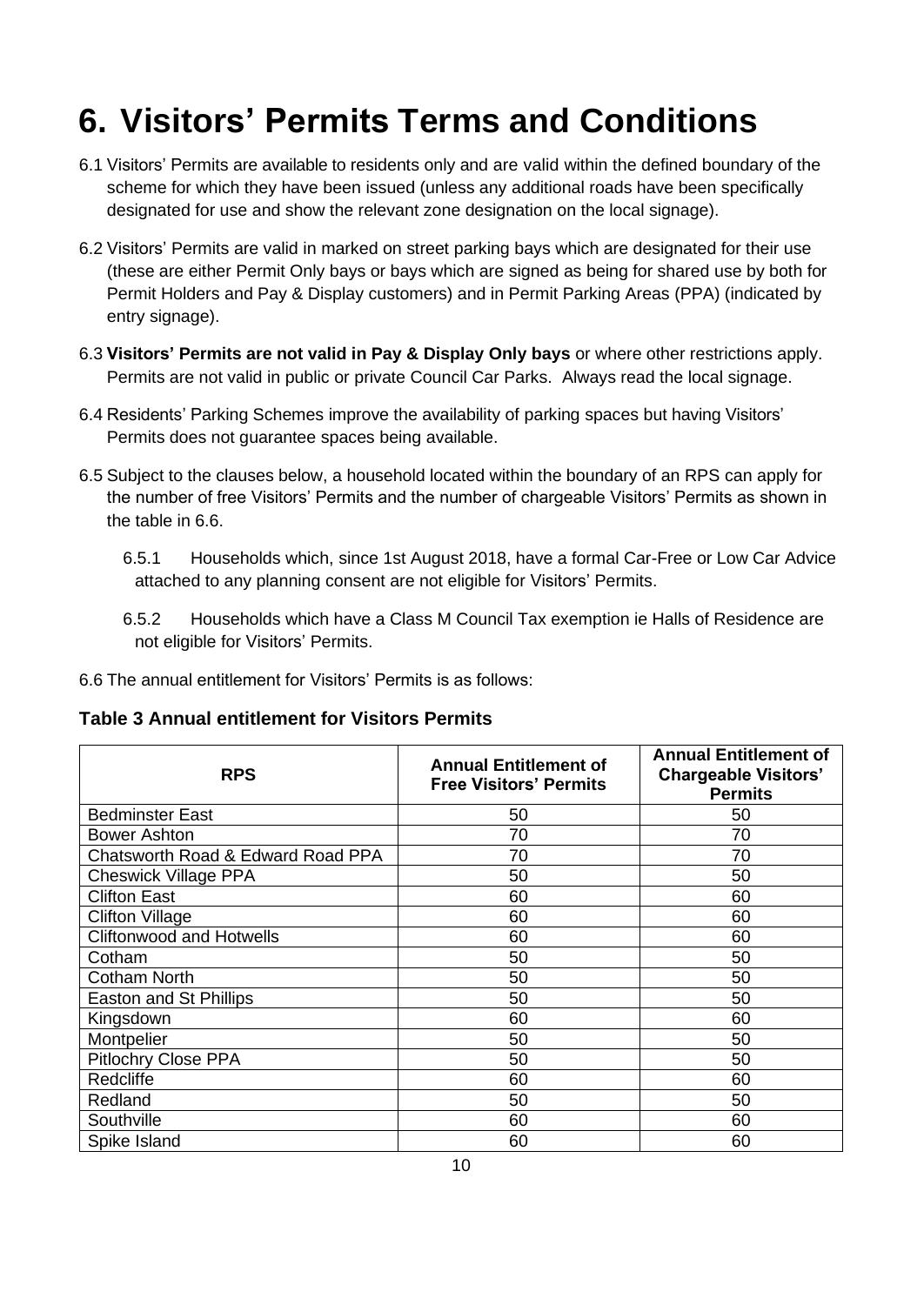# 6. Visitors' Permits Terms and Conditions

6.1 Visitors' Permits are available to residents only and are valid within the defined boundary of the scheme for which they have been issued (unless any additional roads have been specifically designated for use and show the relevant zone designation on the local signage).

6.2 Visitors' Permits are valid in marked on street parking bays which are designated for their use (these are either Permit Only bays or bays which are signed as being for shared use by both for Permit Holders and Pay & Display customers) and in Permit Parking Areas (PPA) (indicated by entry signage).

6.3 **Visitors' Permits are not valid in Pay & Display Only bays** or where other restrictions apply. Permits are not valid in public or private Council Car Parks. Always read the local signage.

6.4 Residents' Parking Schemes improve the availability of parking spaces but having Visitors' Permits does not guarantee spaces being available.

6.5 Subject to the clauses below, a household located within the boundary of an RPS can apply for the number of free Visitors' Permits and the number of chargeable Visitors' Permits as shown in the table in 6.6.

6.5.1 Households which, since 1st August 2018, have a formal Car-Free or Low Car Advice attached to any planning consent are not eligible for Visitors' Permits.

6.5.2 Households which have a Class M Council Tax exemption ie Halls of Residence are not eligible for Visitors' Permits.

6.6 The annual entitlement for Visitors' Permits is as follows:

**Table 3 Annual entitlement for Visitors Permits**

| RPS | Annual Entitlement of Free Visitors' Permits | Annual Entitlement of Chargeable Visitors' Permits |
|---|---|---|
| Bedminster East | 50 | 50 |
| Bower Ashton | 70 | 70 |
| Chatsworth Road & Edward Road PPA | 70 | 70 |
| Cheswick Village PPA | 50 | 50 |
| Clifton East | 60 | 60 |
| Clifton Village | 60 | 60 |
| Cliftonwood and Hotwells | 60 | 60 |
| Cotham | 50 | 50 |
| Cotham North | 50 | 50 |
| Easton and St Phillips | 50 | 50 |
| Kingsdown | 60 | 60 |
| Montpelier | 50 | 50 |
| Pitlochry Close PPA | 50 | 50 |
| Redcliffe | 60 | 60 |
| Redland | 50 | 50 |
| Southville | 60 | 60 |
| Spike Island | 60 | 60 |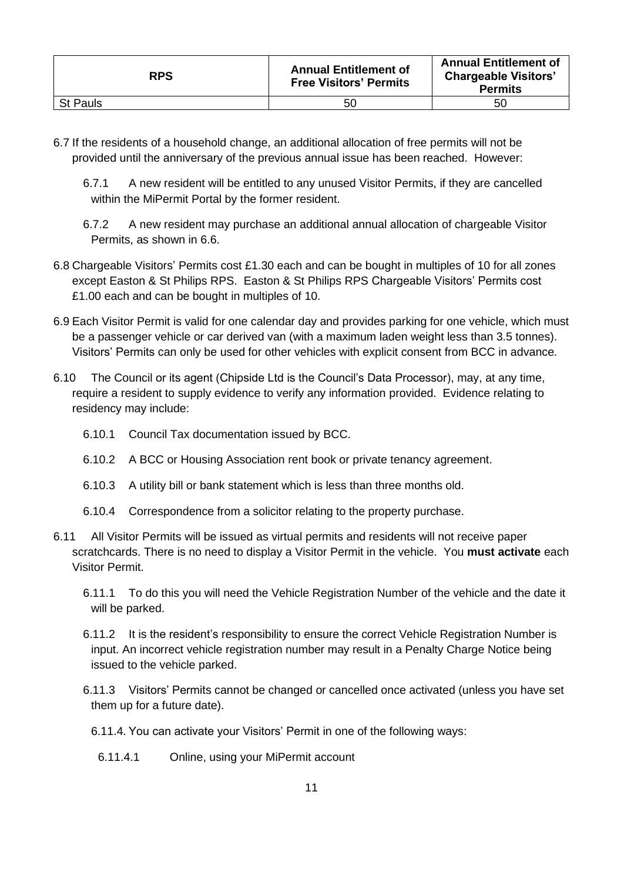| RPS | Annual Entitlement of Free Visitors' Permits | Annual Entitlement of Chargeable Visitors' Permits |
|---|---|---|
| St Pauls | 50 | 50 |

6.7 If the residents of a household change, an additional allocation of free permits will not be provided until the anniversary of the previous annual issue has been reached. However:

6.7.1 A new resident will be entitled to any unused Visitor Permits, if they are cancelled within the MiPermit Portal by the former resident.

6.7.2 A new resident may purchase an additional annual allocation of chargeable Visitor Permits, as shown in 6.6.

6.8 Chargeable Visitors' Permits cost £1.30 each and can be bought in multiples of 10 for all zones except Easton & St Philips RPS. Easton & St Philips RPS Chargeable Visitors' Permits cost £1.00 each and can be bought in multiples of 10.

6.9 Each Visitor Permit is valid for one calendar day and provides parking for one vehicle, which must be a passenger vehicle or car derived van (with a maximum laden weight less than 3.5 tonnes). Visitors' Permits can only be used for other vehicles with explicit consent from BCC in advance.

6.10 The Council or its agent (Chipside Ltd is the Council's Data Processor), may, at any time, require a resident to supply evidence to verify any information provided. Evidence relating to residency may include:

6.10.1 Council Tax documentation issued by BCC.

6.10.2 A BCC or Housing Association rent book or private tenancy agreement.

6.10.3 A utility bill or bank statement which is less than three months old.

6.10.4 Correspondence from a solicitor relating to the property purchase.

6.11 All Visitor Permits will be issued as virtual permits and residents will not receive paper scratchcards. There is no need to display a Visitor Permit in the vehicle. You **must activate** each Visitor Permit.

6.11.1 To do this you will need the Vehicle Registration Number of the vehicle and the date it will be parked.

6.11.2 It is the resident's responsibility to ensure the correct Vehicle Registration Number is input. An incorrect vehicle registration number may result in a Penalty Charge Notice being issued to the vehicle parked.

6.11.3 Visitors' Permits cannot be changed or cancelled once activated (unless you have set them up for a future date).

6.11.4. You can activate your Visitors' Permit in one of the following ways:

6.11.4.1 Online, using your MiPermit account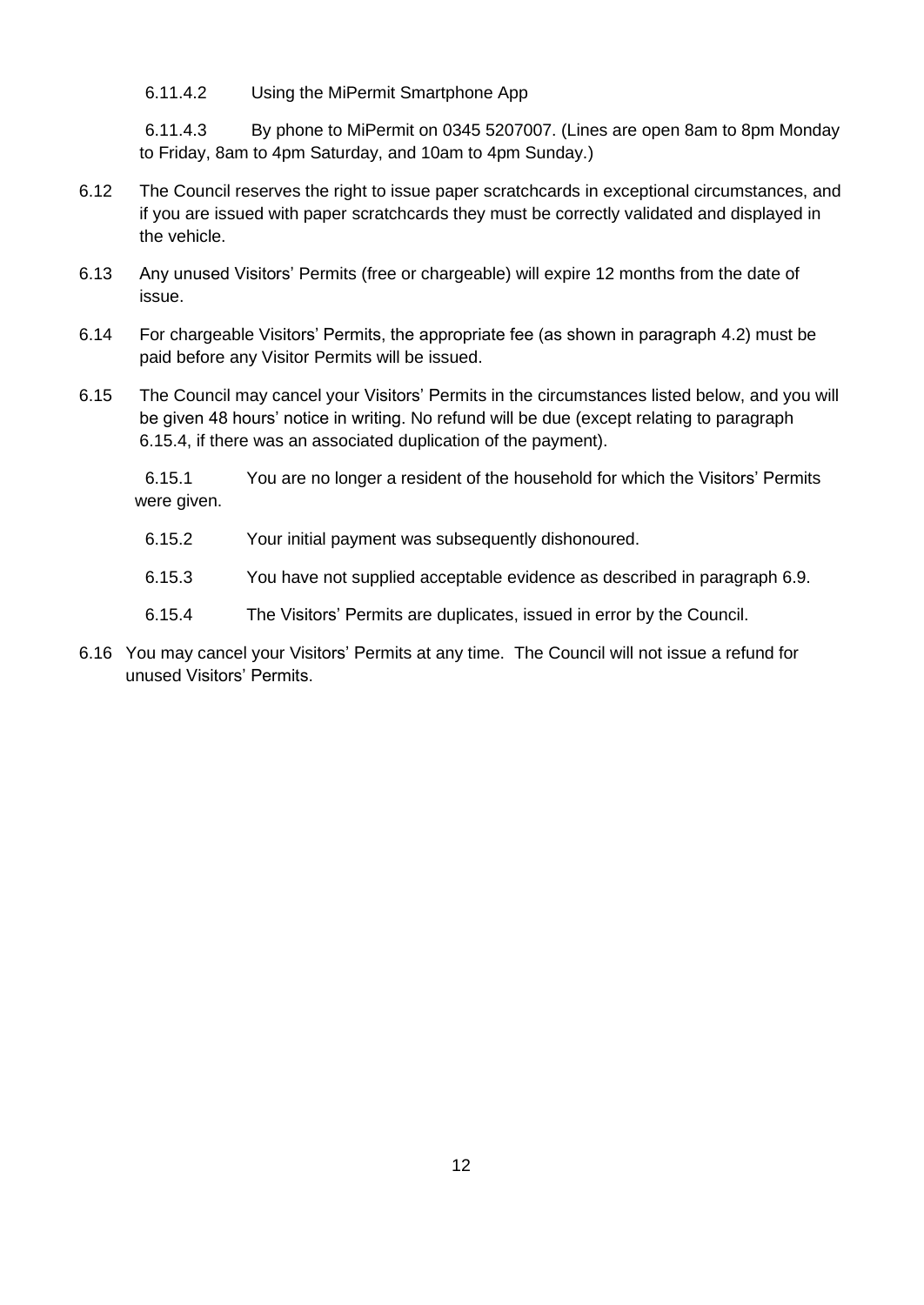6.11.4.2 Using the MiPermit Smartphone App

6.11.4.3 By phone to MiPermit on 0345 5207007. (Lines are open 8am to 8pm Monday to Friday, 8am to 4pm Saturday, and 10am to 4pm Sunday.)

6.12 The Council reserves the right to issue paper scratchcards in exceptional circumstances, and if you are issued with paper scratchcards they must be correctly validated and displayed in the vehicle.

6.13 Any unused Visitors' Permits (free or chargeable) will expire 12 months from the date of issue.

6.14 For chargeable Visitors' Permits, the appropriate fee (as shown in paragraph 4.2) must be paid before any Visitor Permits will be issued.

6.15 The Council may cancel your Visitors' Permits in the circumstances listed below, and you will be given 48 hours' notice in writing. No refund will be due (except relating to paragraph 6.15.4, if there was an associated duplication of the payment).

6.15.1 You are no longer a resident of the household for which the Visitors' Permits were given.

6.15.2 Your initial payment was subsequently dishonoured.

6.15.3 You have not supplied acceptable evidence as described in paragraph 6.9.

6.15.4 The Visitors' Permits are duplicates, issued in error by the Council.

6.16 You may cancel your Visitors' Permits at any time. The Council will not issue a refund for unused Visitors' Permits.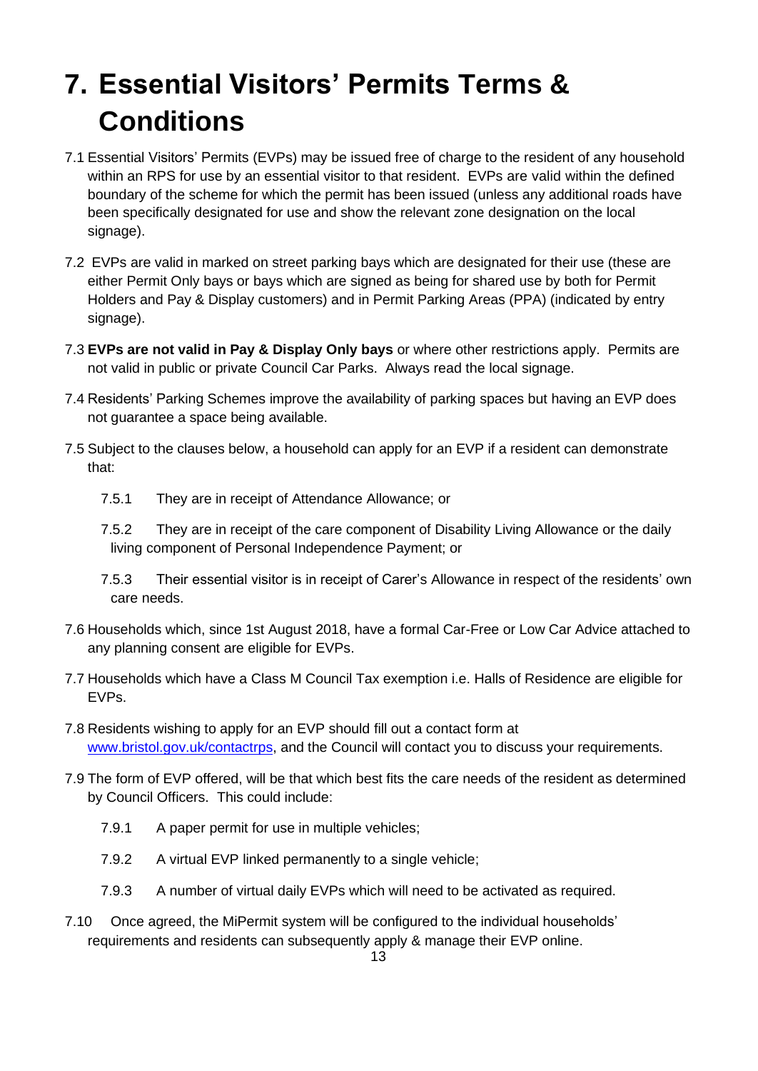# 7. Essential Visitors' Permits Terms & Conditions

7.1 Essential Visitors' Permits (EVPs) may be issued free of charge to the resident of any household within an RPS for use by an essential visitor to that resident. EVPs are valid within the defined boundary of the scheme for which the permit has been issued (unless any additional roads have been specifically designated for use and show the relevant zone designation on the local signage).

7.2 EVPs are valid in marked on street parking bays which are designated for their use (these are either Permit Only bays or bays which are signed as being for shared use by both for Permit Holders and Pay & Display customers) and in Permit Parking Areas (PPA) (indicated by entry signage).

7.3 **EVPs are not valid in Pay & Display Only bays** or where other restrictions apply. Permits are not valid in public or private Council Car Parks. Always read the local signage.

7.4 Residents' Parking Schemes improve the availability of parking spaces but having an EVP does not guarantee a space being available.

7.5 Subject to the clauses below, a household can apply for an EVP if a resident can demonstrate that:

7.5.1 They are in receipt of Attendance Allowance; or

7.5.2 They are in receipt of the care component of Disability Living Allowance or the daily living component of Personal Independence Payment; or

7.5.3 Their essential visitor is in receipt of Carer's Allowance in respect of the residents' own care needs.

7.6 Households which, since 1st August 2018, have a formal Car-Free or Low Car Advice attached to any planning consent are eligible for EVPs.

7.7 Households which have a Class M Council Tax exemption i.e. Halls of Residence are eligible for EVPs.

7.8 Residents wishing to apply for an EVP should fill out a contact form at [www.bristol.gov.uk/contactrps](http://www.bristol.gov.uk/contactrps), and the Council will contact you to discuss your requirements.

7.9 The form of EVP offered, will be that which best fits the care needs of the resident as determined by Council Officers. This could include:

7.9.1 A paper permit for use in multiple vehicles;

7.9.2 A virtual EVP linked permanently to a single vehicle;

7.9.3 A number of virtual daily EVPs which will need to be activated as required.

7.10 Once agreed, the MiPermit system will be configured to the individual households' requirements and residents can subsequently apply & manage their EVP online.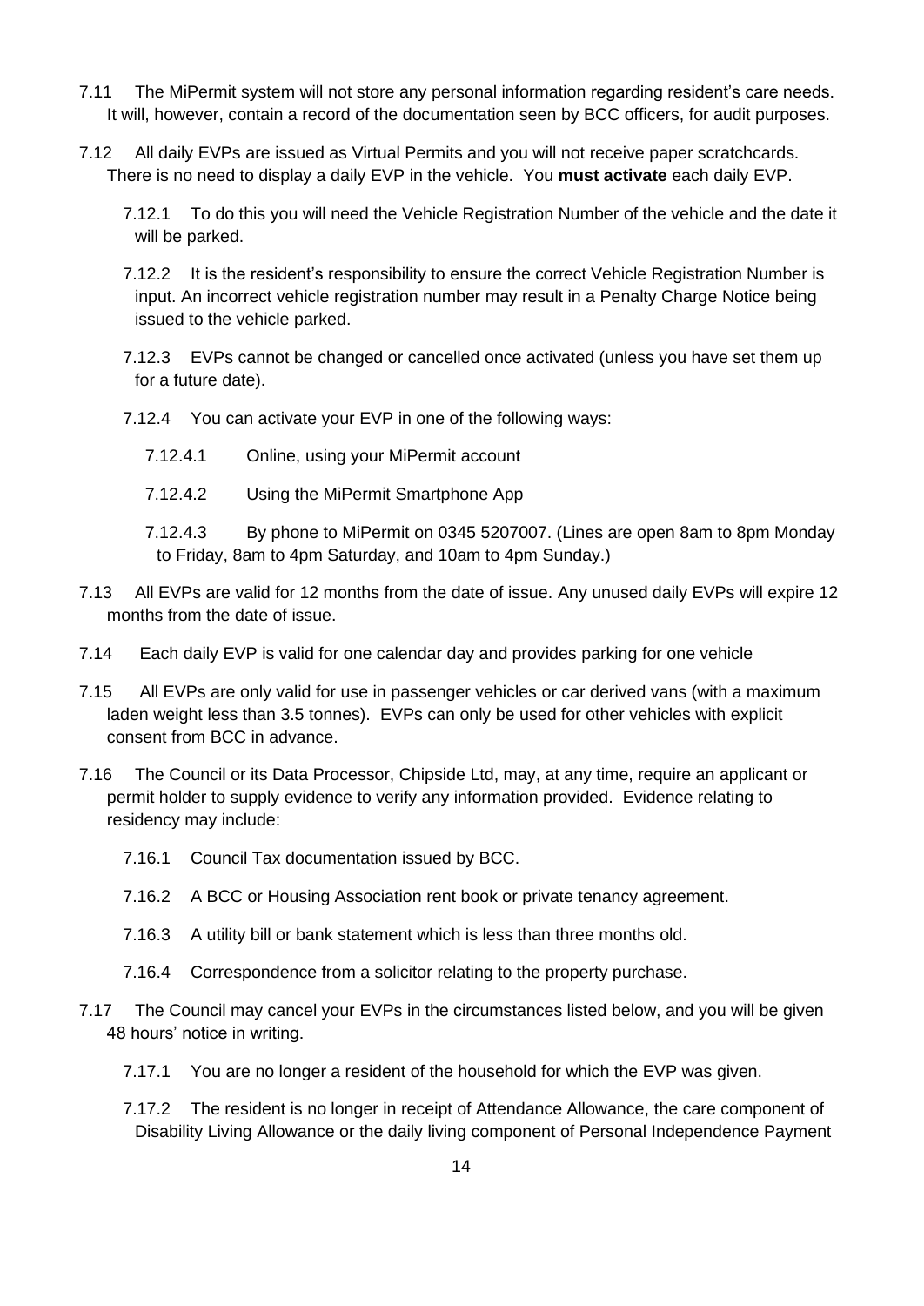7.11 The MiPermit system will not store any personal information regarding resident's care needs. It will, however, contain a record of the documentation seen by BCC officers, for audit purposes.

7.12 All daily EVPs are issued as Virtual Permits and you will not receive paper scratchcards. There is no need to display a daily EVP in the vehicle. You **must activate** each daily EVP.

7.12.1 To do this you will need the Vehicle Registration Number of the vehicle and the date it will be parked.

7.12.2 It is the resident's responsibility to ensure the correct Vehicle Registration Number is input. An incorrect vehicle registration number may result in a Penalty Charge Notice being issued to the vehicle parked.

7.12.3 EVPs cannot be changed or cancelled once activated (unless you have set them up for a future date).

7.12.4 You can activate your EVP in one of the following ways:

7.12.4.1 Online, using your MiPermit account

7.12.4.2 Using the MiPermit Smartphone App

7.12.4.3 By phone to MiPermit on 0345 5207007. (Lines are open 8am to 8pm Monday to Friday, 8am to 4pm Saturday, and 10am to 4pm Sunday.)

7.13 All EVPs are valid for 12 months from the date of issue. Any unused daily EVPs will expire 12 months from the date of issue.

7.14 Each daily EVP is valid for one calendar day and provides parking for one vehicle

7.15 All EVPs are only valid for use in passenger vehicles or car derived vans (with a maximum laden weight less than 3.5 tonnes). EVPs can only be used for other vehicles with explicit consent from BCC in advance.

7.16 The Council or its Data Processor, Chipside Ltd, may, at any time, require an applicant or permit holder to supply evidence to verify any information provided. Evidence relating to residency may include:

7.16.1 Council Tax documentation issued by BCC.

7.16.2 A BCC or Housing Association rent book or private tenancy agreement.

7.16.3 A utility bill or bank statement which is less than three months old.

7.16.4 Correspondence from a solicitor relating to the property purchase.

7.17 The Council may cancel your EVPs in the circumstances listed below, and you will be given 48 hours' notice in writing.

7.17.1 You are no longer a resident of the household for which the EVP was given.

7.17.2 The resident is no longer in receipt of Attendance Allowance, the care component of Disability Living Allowance or the daily living component of Personal Independence Payment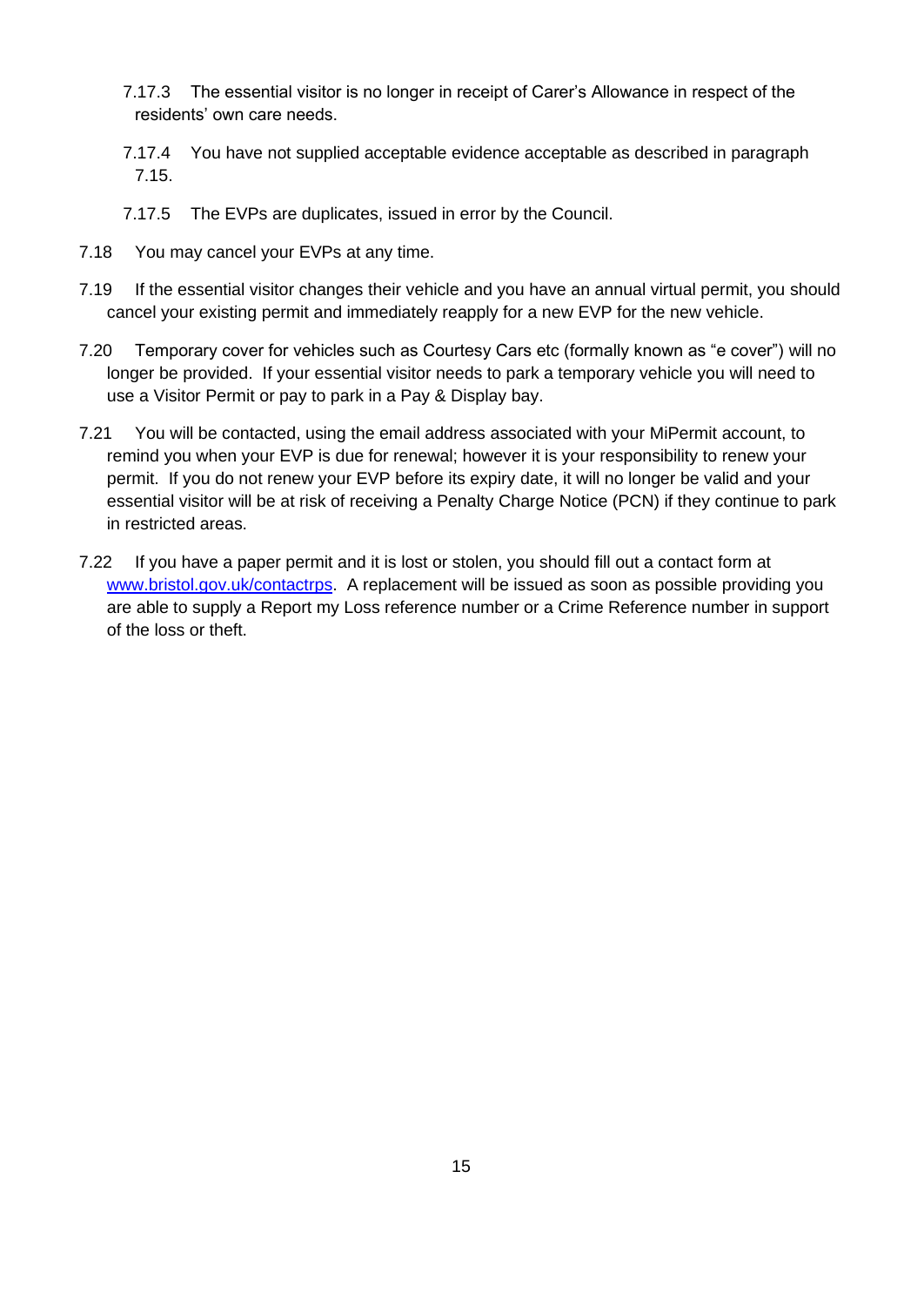7.17.3 The essential visitor is no longer in receipt of Carer's Allowance in respect of the residents' own care needs.

7.17.4 You have not supplied acceptable evidence acceptable as described in paragraph 7.15.

7.17.5 The EVPs are duplicates, issued in error by the Council.

7.18 You may cancel your EVPs at any time.

7.19 If the essential visitor changes their vehicle and you have an annual virtual permit, you should cancel your existing permit and immediately reapply for a new EVP for the new vehicle.

7.20 Temporary cover for vehicles such as Courtesy Cars etc (formally known as "e cover") will no longer be provided. If your essential visitor needs to park a temporary vehicle you will need to use a Visitor Permit or pay to park in a Pay & Display bay.

7.21 You will be contacted, using the email address associated with your MiPermit account, to remind you when your EVP is due for renewal; however it is your responsibility to renew your permit. If you do not renew your EVP before its expiry date, it will no longer be valid and your essential visitor will be at risk of receiving a Penalty Charge Notice (PCN) if they continue to park in restricted areas.

7.22 If you have a paper permit and it is lost or stolen, you should fill out a contact form at [www.bristol.gov.uk/contactrps](http://www.bristol.gov.uk/contactrps). A replacement will be issued as soon as possible providing you are able to supply a Report my Loss reference number or a Crime Reference number in support of the loss or theft.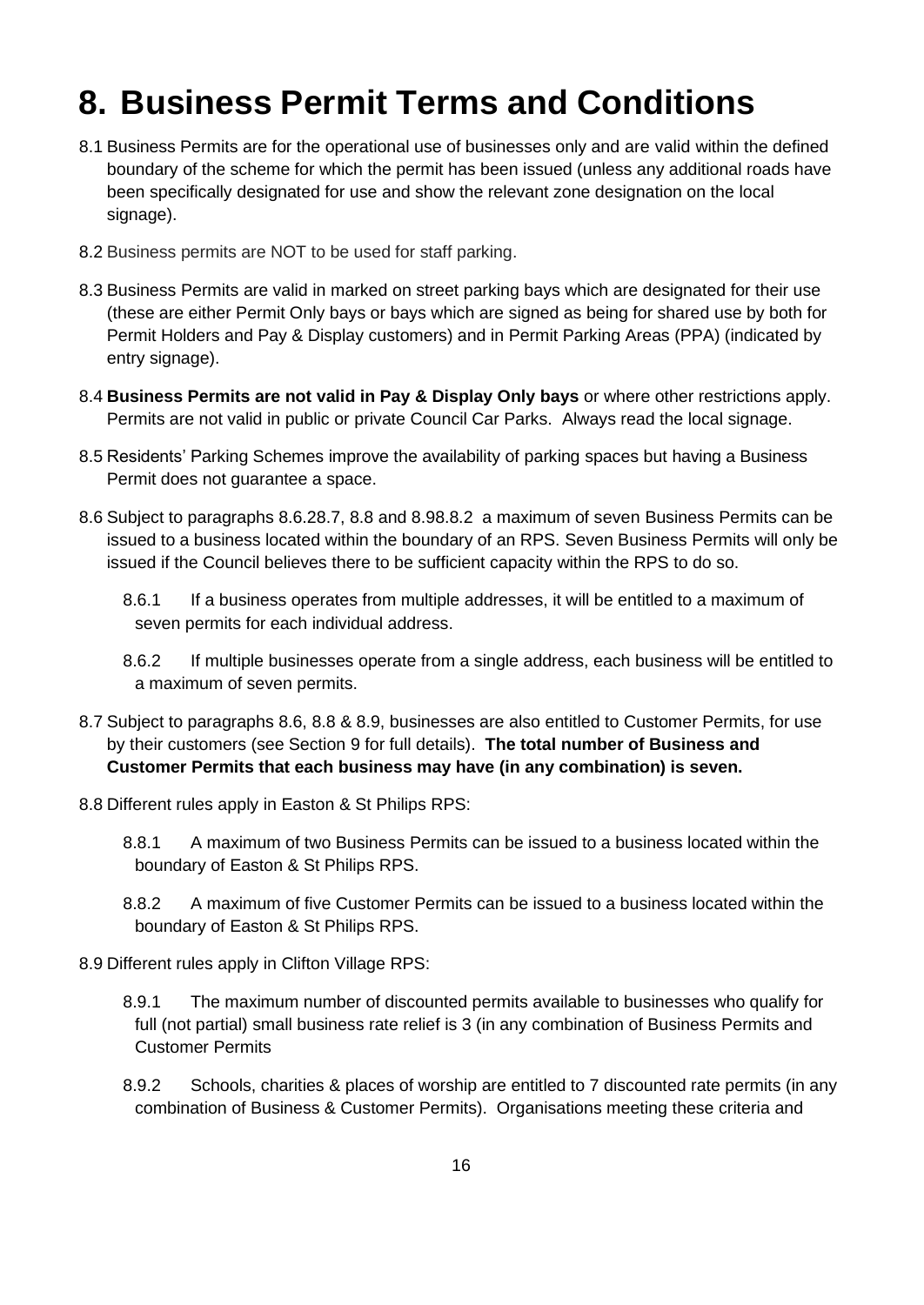# 8. Business Permit Terms and Conditions

8.1 Business Permits are for the operational use of businesses only and are valid within the defined boundary of the scheme for which the permit has been issued (unless any additional roads have been specifically designated for use and show the relevant zone designation on the local signage).

8.2 Business permits are NOT to be used for staff parking.

8.3 Business Permits are valid in marked on street parking bays which are designated for their use (these are either Permit Only bays or bays which are signed as being for shared use by both for Permit Holders and Pay & Display customers) and in Permit Parking Areas (PPA) (indicated by entry signage).

8.4 **Business Permits are not valid in Pay & Display Only bays** or where other restrictions apply. Permits are not valid in public or private Council Car Parks. Always read the local signage.

8.5 Residents' Parking Schemes improve the availability of parking spaces but having a Business Permit does not guarantee a space.

8.6 Subject to paragraphs 8.6.28.7, 8.8 and 8.98.8.2 a maximum of seven Business Permits can be issued to a business located within the boundary of an RPS. Seven Business Permits will only be issued if the Council believes there to be sufficient capacity within the RPS to do so.

8.6.1 If a business operates from multiple addresses, it will be entitled to a maximum of seven permits for each individual address.

8.6.2 If multiple businesses operate from a single address, each business will be entitled to a maximum of seven permits.

8.7 Subject to paragraphs 8.6, 8.8 & 8.9, businesses are also entitled to Customer Permits, for use by their customers (see Section 9 for full details). **The total number of Business and Customer Permits that each business may have (in any combination) is seven.**

8.8 Different rules apply in Easton & St Philips RPS:

8.8.1 A maximum of two Business Permits can be issued to a business located within the boundary of Easton & St Philips RPS.

8.8.2 A maximum of five Customer Permits can be issued to a business located within the boundary of Easton & St Philips RPS.

8.9 Different rules apply in Clifton Village RPS:

8.9.1 The maximum number of discounted permits available to businesses who qualify for full (not partial) small business rate relief is 3 (in any combination of Business Permits and Customer Permits

8.9.2 Schools, charities & places of worship are entitled to 7 discounted rate permits (in any combination of Business & Customer Permits). Organisations meeting these criteria and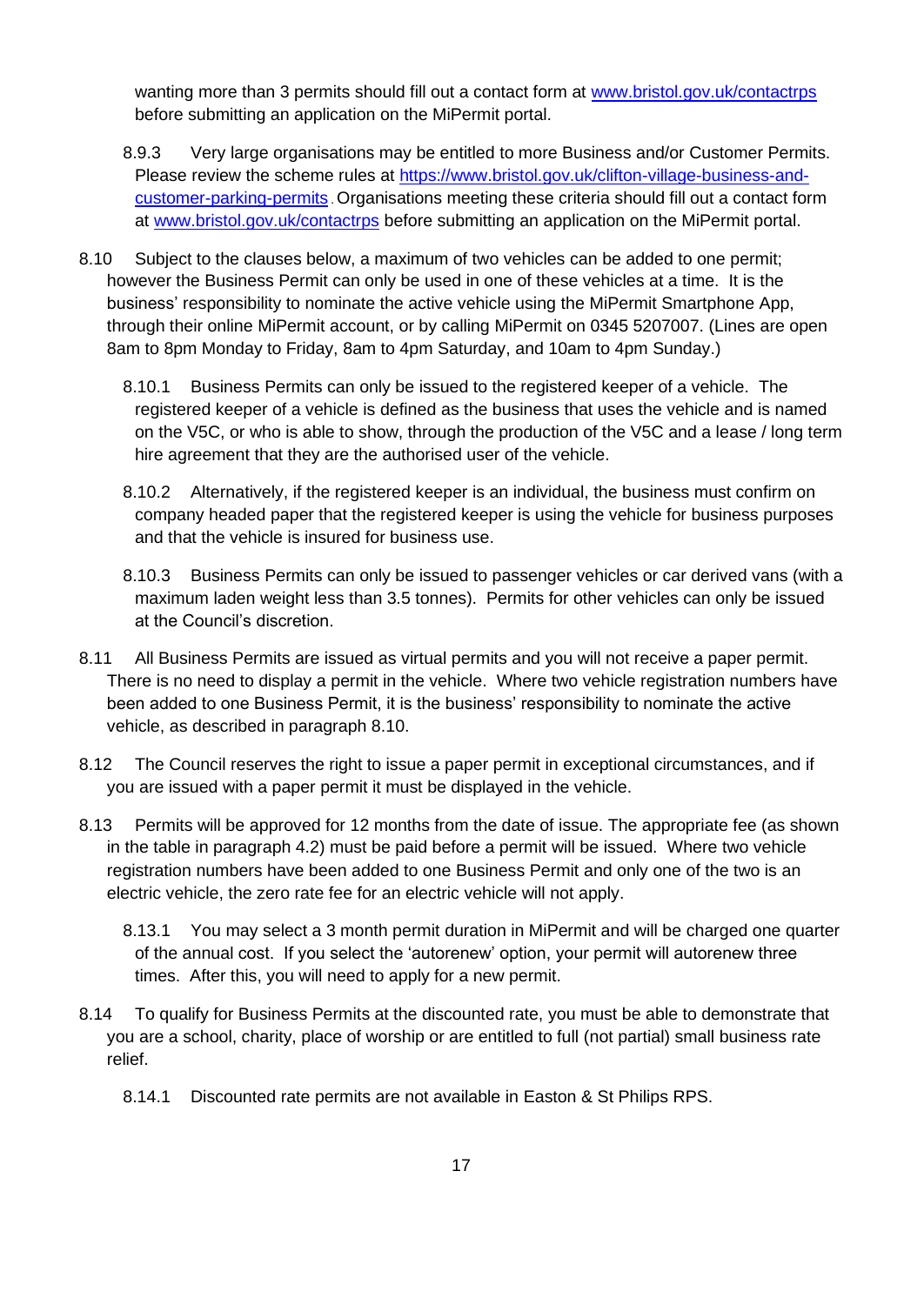wanting more than 3 permits should fill out a contact form at [www.bristol.gov.uk/contactrps](http://www.bristol.gov.uk/contactrps) before submitting an application on the MiPermit portal.

8.9.3 Very large organisations may be entitled to more Business and/or Customer Permits. Please review the scheme rules at [https://www.bristol.gov.uk/clifton-village-business-and-customer-parking-permits](https://www.bristol.gov.uk/clifton-village-business-and-customer-parking-permits). Organisations meeting these criteria should fill out a contact form at [www.bristol.gov.uk/contactrps](http://www.bristol.gov.uk/contactrps) before submitting an application on the MiPermit portal.

8.10 Subject to the clauses below, a maximum of two vehicles can be added to one permit; however the Business Permit can only be used in one of these vehicles at a time. It is the business' responsibility to nominate the active vehicle using the MiPermit Smartphone App, through their online MiPermit account, or by calling MiPermit on 0345 5207007. (Lines are open 8am to 8pm Monday to Friday, 8am to 4pm Saturday, and 10am to 4pm Sunday.)

8.10.1 Business Permits can only be issued to the registered keeper of a vehicle. The registered keeper of a vehicle is defined as the business that uses the vehicle and is named on the V5C, or who is able to show, through the production of the V5C and a lease / long term hire agreement that they are the authorised user of the vehicle.

8.10.2 Alternatively, if the registered keeper is an individual, the business must confirm on company headed paper that the registered keeper is using the vehicle for business purposes and that the vehicle is insured for business use.

8.10.3 Business Permits can only be issued to passenger vehicles or car derived vans (with a maximum laden weight less than 3.5 tonnes). Permits for other vehicles can only be issued at the Council's discretion.

8.11 All Business Permits are issued as virtual permits and you will not receive a paper permit. There is no need to display a permit in the vehicle. Where two vehicle registration numbers have been added to one Business Permit, it is the business' responsibility to nominate the active vehicle, as described in paragraph 8.10.

8.12 The Council reserves the right to issue a paper permit in exceptional circumstances, and if you are issued with a paper permit it must be displayed in the vehicle.

8.13 Permits will be approved for 12 months from the date of issue. The appropriate fee (as shown in the table in paragraph 4.2) must be paid before a permit will be issued. Where two vehicle registration numbers have been added to one Business Permit and only one of the two is an electric vehicle, the zero rate fee for an electric vehicle will not apply.

8.13.1 You may select a 3 month permit duration in MiPermit and will be charged one quarter of the annual cost. If you select the 'autorenew' option, your permit will autorenew three times. After this, you will need to apply for a new permit.

8.14 To qualify for Business Permits at the discounted rate, you must be able to demonstrate that you are a school, charity, place of worship or are entitled to full (not partial) small business rate relief.

8.14.1 Discounted rate permits are not available in Easton & St Philips RPS.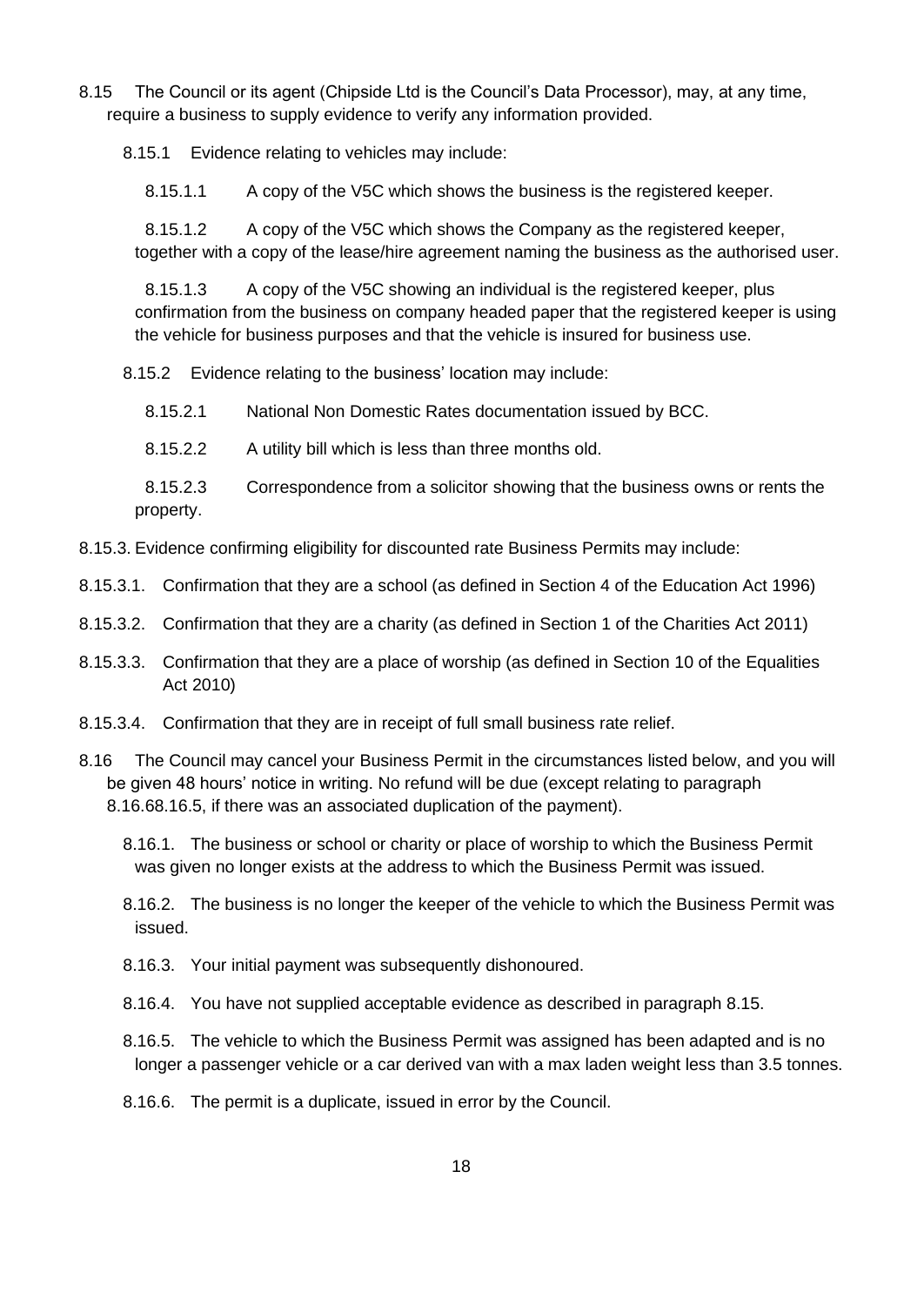8.15 The Council or its agent (Chipside Ltd is the Council's Data Processor), may, at any time, require a business to supply evidence to verify any information provided.

8.15.1 Evidence relating to vehicles may include:

8.15.1.1 A copy of the V5C which shows the business is the registered keeper.

8.15.1.2 A copy of the V5C which shows the Company as the registered keeper, together with a copy of the lease/hire agreement naming the business as the authorised user.

8.15.1.3 A copy of the V5C showing an individual is the registered keeper, plus confirmation from the business on company headed paper that the registered keeper is using the vehicle for business purposes and that the vehicle is insured for business use.

8.15.2 Evidence relating to the business' location may include:

8.15.2.1 National Non Domestic Rates documentation issued by BCC.

8.15.2.2 A utility bill which is less than three months old.

8.15.2.3 Correspondence from a solicitor showing that the business owns or rents the property.

8.15.3. Evidence confirming eligibility for discounted rate Business Permits may include:

8.15.3.1. Confirmation that they are a school (as defined in Section 4 of the Education Act 1996)

8.15.3.2. Confirmation that they are a charity (as defined in Section 1 of the Charities Act 2011)

8.15.3.3. Confirmation that they are a place of worship (as defined in Section 10 of the Equalities Act 2010)

8.15.3.4. Confirmation that they are in receipt of full small business rate relief.

8.16 The Council may cancel your Business Permit in the circumstances listed below, and you will be given 48 hours' notice in writing. No refund will be due (except relating to paragraph 8.16.68.16.5, if there was an associated duplication of the payment).

8.16.1. The business or school or charity or place of worship to which the Business Permit was given no longer exists at the address to which the Business Permit was issued.

8.16.2. The business is no longer the keeper of the vehicle to which the Business Permit was issued.

8.16.3. Your initial payment was subsequently dishonoured.

8.16.4. You have not supplied acceptable evidence as described in paragraph 8.15.

8.16.5. The vehicle to which the Business Permit was assigned has been adapted and is no longer a passenger vehicle or a car derived van with a max laden weight less than 3.5 tonnes.

8.16.6. The permit is a duplicate, issued in error by the Council.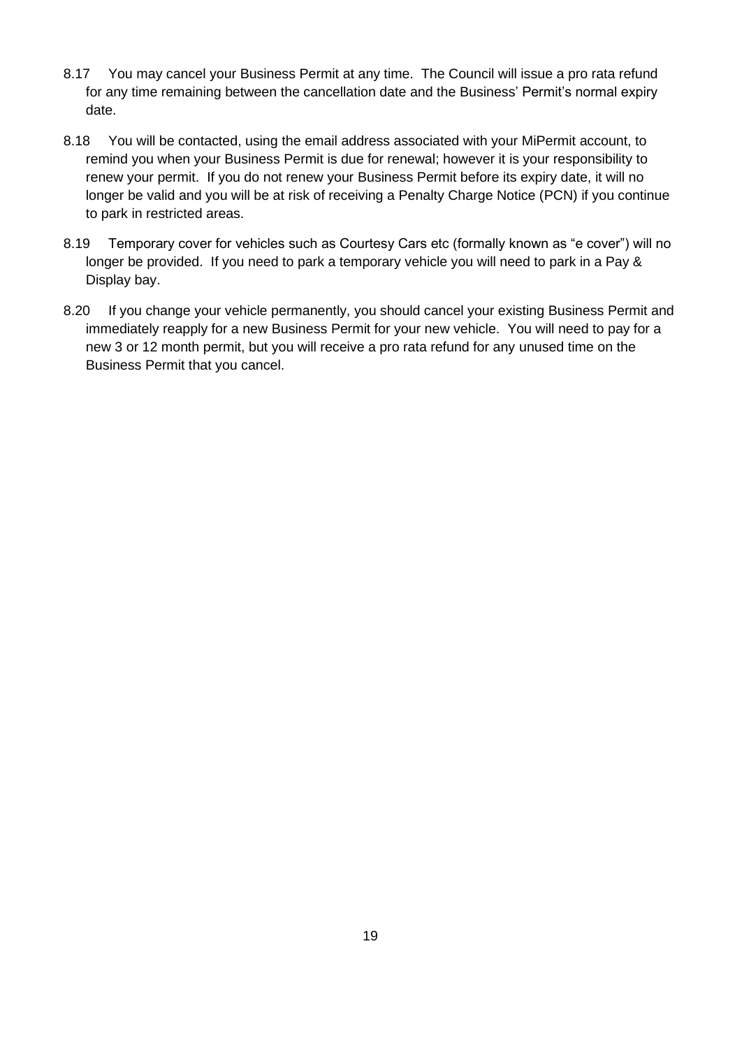8.17 You may cancel your Business Permit at any time. The Council will issue a pro rata refund for any time remaining between the cancellation date and the Business' Permit's normal expiry date.

8.18 You will be contacted, using the email address associated with your MiPermit account, to remind you when your Business Permit is due for renewal; however it is your responsibility to renew your permit. If you do not renew your Business Permit before its expiry date, it will no longer be valid and you will be at risk of receiving a Penalty Charge Notice (PCN) if you continue to park in restricted areas.

8.19 Temporary cover for vehicles such as Courtesy Cars etc (formally known as "e cover") will no longer be provided. If you need to park a temporary vehicle you will need to park in a Pay & Display bay.

8.20 If you change your vehicle permanently, you should cancel your existing Business Permit and immediately reapply for a new Business Permit for your new vehicle. You will need to pay for a new 3 or 12 month permit, but you will receive a pro rata refund for any unused time on the Business Permit that you cancel.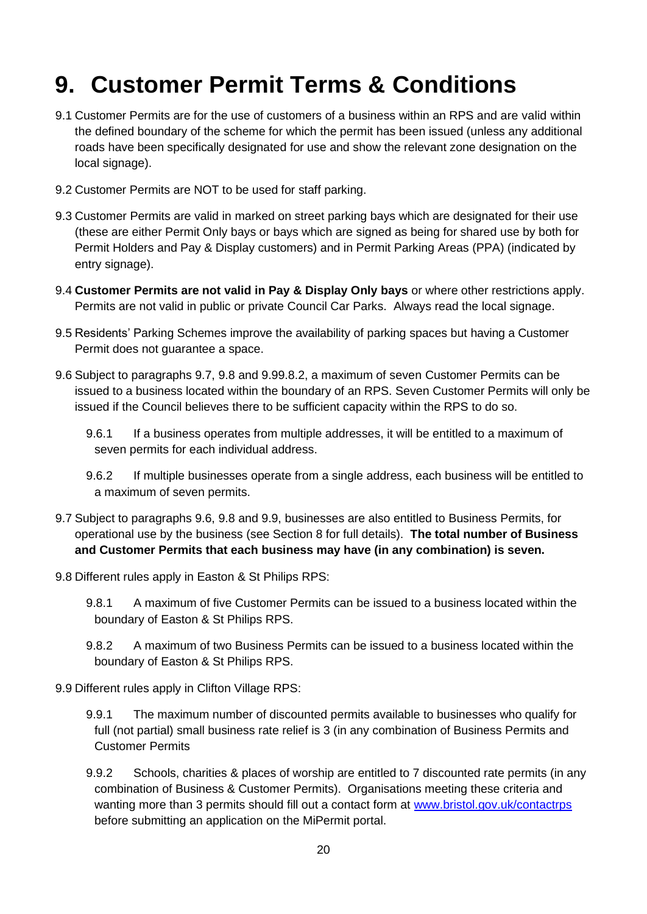# 9. Customer Permit Terms & Conditions

9.1 Customer Permits are for the use of customers of a business within an RPS and are valid within the defined boundary of the scheme for which the permit has been issued (unless any additional roads have been specifically designated for use and show the relevant zone designation on the local signage).

9.2 Customer Permits are NOT to be used for staff parking.

9.3 Customer Permits are valid in marked on street parking bays which are designated for their use (these are either Permit Only bays or bays which are signed as being for shared use by both for Permit Holders and Pay & Display customers) and in Permit Parking Areas (PPA) (indicated by entry signage).

9.4 **Customer Permits are not valid in Pay & Display Only bays** or where other restrictions apply. Permits are not valid in public or private Council Car Parks. Always read the local signage.

9.5 Residents' Parking Schemes improve the availability of parking spaces but having a Customer Permit does not guarantee a space.

9.6 Subject to paragraphs 9.7, 9.8 and 9.99.8.2, a maximum of seven Customer Permits can be issued to a business located within the boundary of an RPS. Seven Customer Permits will only be issued if the Council believes there to be sufficient capacity within the RPS to do so.

9.6.1 If a business operates from multiple addresses, it will be entitled to a maximum of seven permits for each individual address.

9.6.2 If multiple businesses operate from a single address, each business will be entitled to a maximum of seven permits.

9.7 Subject to paragraphs 9.6, 9.8 and 9.9, businesses are also entitled to Business Permits, for operational use by the business (see Section 8 for full details). **The total number of Business and Customer Permits that each business may have (in any combination) is seven.**

9.8 Different rules apply in Easton & St Philips RPS:

9.8.1 A maximum of five Customer Permits can be issued to a business located within the boundary of Easton & St Philips RPS.

9.8.2 A maximum of two Business Permits can be issued to a business located within the boundary of Easton & St Philips RPS.

9.9 Different rules apply in Clifton Village RPS:

9.9.1 The maximum number of discounted permits available to businesses who qualify for full (not partial) small business rate relief is 3 (in any combination of Business Permits and Customer Permits

9.9.2 Schools, charities & places of worship are entitled to 7 discounted rate permits (in any combination of Business & Customer Permits). Organisations meeting these criteria and wanting more than 3 permits should fill out a contact form at [www.bristol.gov.uk/contactrps](http://www.bristol.gov.uk/contactrps) before submitting an application on the MiPermit portal.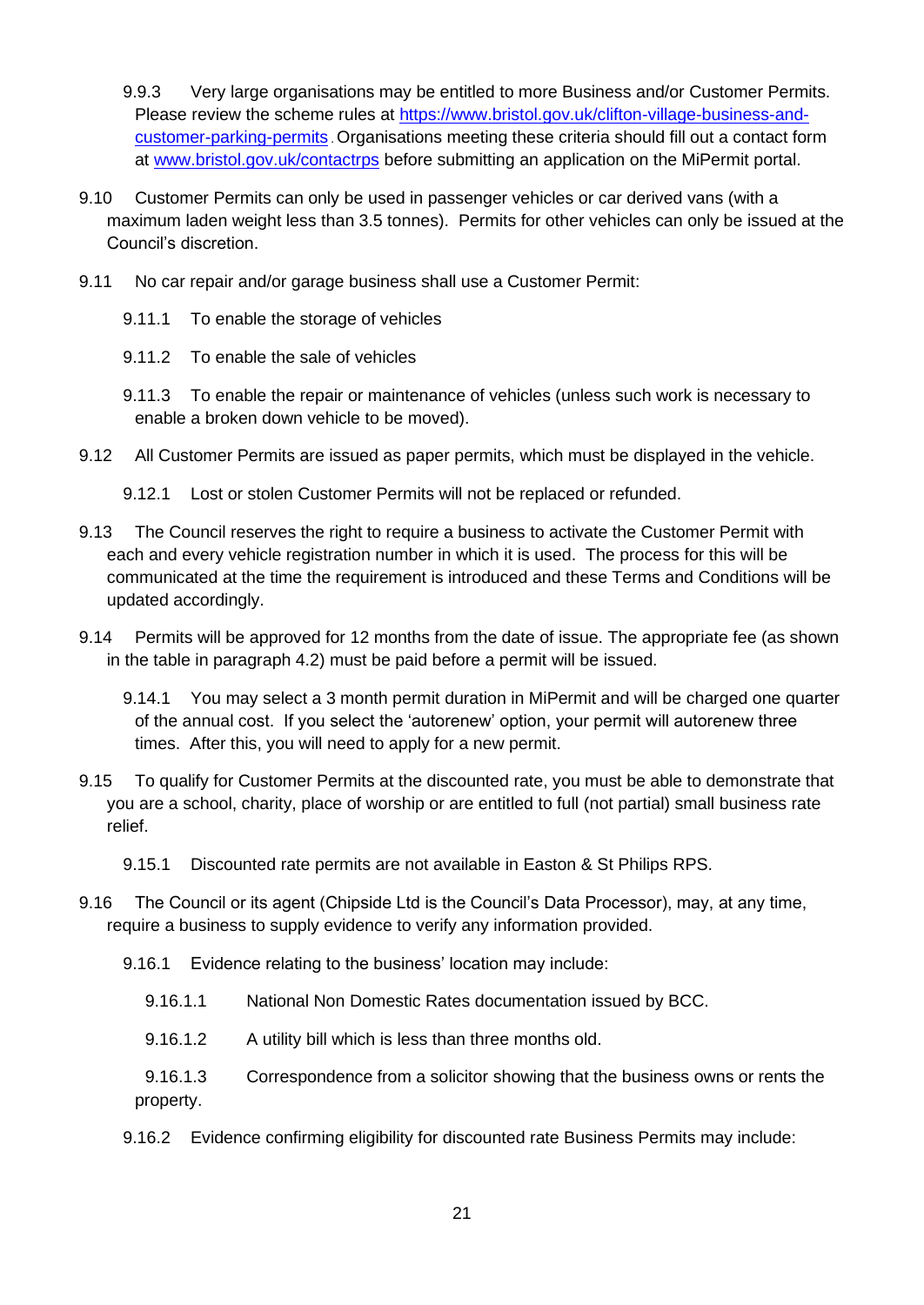9.9.3 Very large organisations may be entitled to more Business and/or Customer Permits. Please review the scheme rules at [https://www.bristol.gov.uk/clifton-village-business-and-customer-parking-permits](https://www.bristol.gov.uk/clifton-village-business-and-customer-parking-permits). Organisations meeting these criteria should fill out a contact form at [www.bristol.gov.uk/contactrps](http://www.bristol.gov.uk/contactrps) before submitting an application on the MiPermit portal.

9.10 Customer Permits can only be used in passenger vehicles or car derived vans (with a maximum laden weight less than 3.5 tonnes). Permits for other vehicles can only be issued at the Council's discretion.

9.11 No car repair and/or garage business shall use a Customer Permit:

9.11.1 To enable the storage of vehicles

9.11.2 To enable the sale of vehicles

9.11.3 To enable the repair or maintenance of vehicles (unless such work is necessary to enable a broken down vehicle to be moved).

9.12 All Customer Permits are issued as paper permits, which must be displayed in the vehicle.

9.12.1 Lost or stolen Customer Permits will not be replaced or refunded.

9.13 The Council reserves the right to require a business to activate the Customer Permit with each and every vehicle registration number in which it is used. The process for this will be communicated at the time the requirement is introduced and these Terms and Conditions will be updated accordingly.

9.14 Permits will be approved for 12 months from the date of issue. The appropriate fee (as shown in the table in paragraph 4.2) must be paid before a permit will be issued.

9.14.1 You may select a 3 month permit duration in MiPermit and will be charged one quarter of the annual cost. If you select the 'autorenew' option, your permit will autorenew three times. After this, you will need to apply for a new permit.

9.15 To qualify for Customer Permits at the discounted rate, you must be able to demonstrate that you are a school, charity, place of worship or are entitled to full (not partial) small business rate relief.

9.15.1 Discounted rate permits are not available in Easton & St Philips RPS.

9.16 The Council or its agent (Chipside Ltd is the Council's Data Processor), may, at any time, require a business to supply evidence to verify any information provided.

9.16.1 Evidence relating to the business' location may include:

9.16.1.1 National Non Domestic Rates documentation issued by BCC.

9.16.1.2 A utility bill which is less than three months old.

9.16.1.3 Correspondence from a solicitor showing that the business owns or rents the property.

9.16.2 Evidence confirming eligibility for discounted rate Business Permits may include: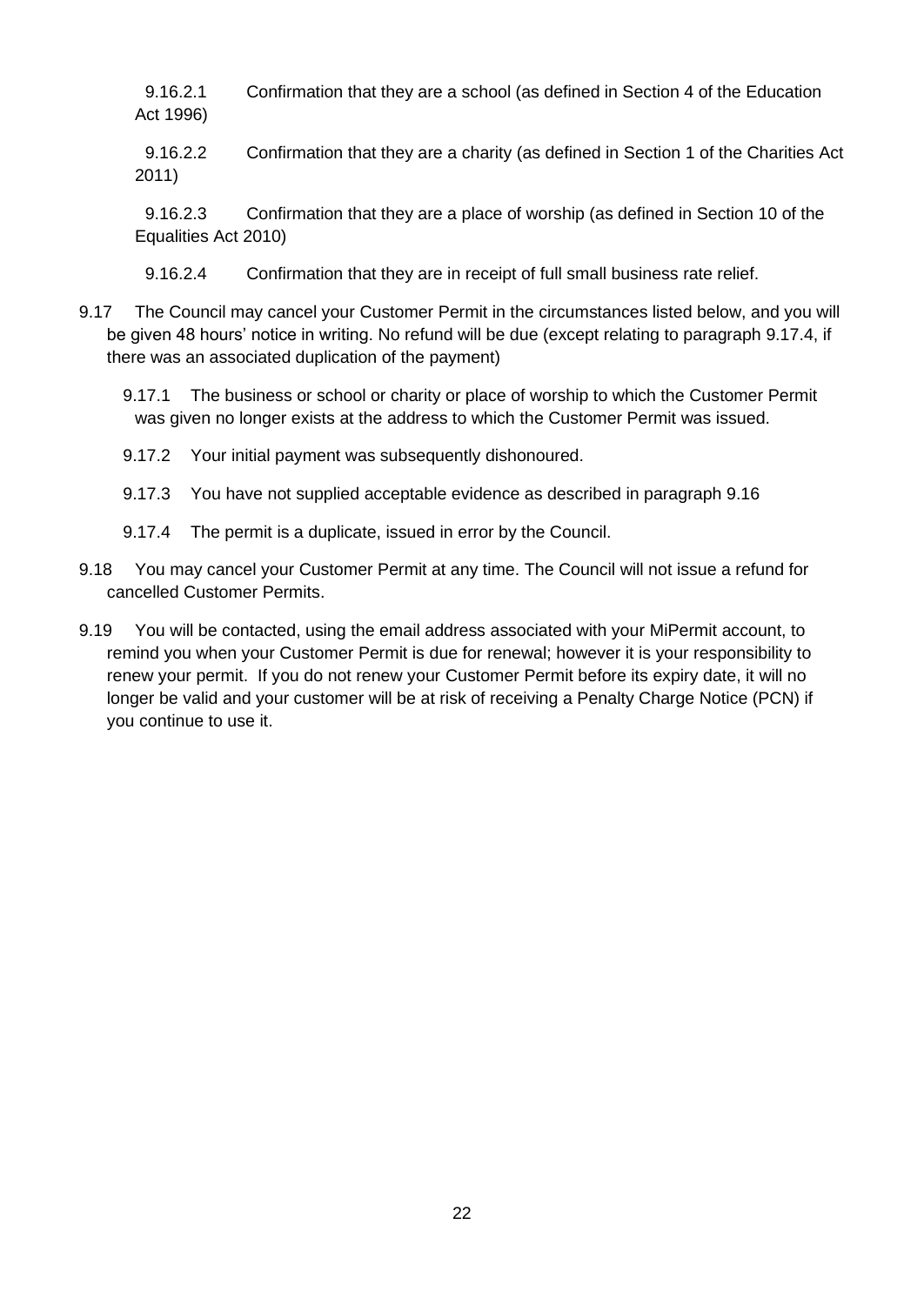9.16.2.1 Confirmation that they are a school (as defined in Section 4 of the Education Act 1996)

9.16.2.2 Confirmation that they are a charity (as defined in Section 1 of the Charities Act 2011)

9.16.2.3 Confirmation that they are a place of worship (as defined in Section 10 of the Equalities Act 2010)

9.16.2.4 Confirmation that they are in receipt of full small business rate relief.

9.17 The Council may cancel your Customer Permit in the circumstances listed below, and you will be given 48 hours' notice in writing. No refund will be due (except relating to paragraph 9.17.4, if there was an associated duplication of the payment)

9.17.1 The business or school or charity or place of worship to which the Customer Permit was given no longer exists at the address to which the Customer Permit was issued.

9.17.2 Your initial payment was subsequently dishonoured.

9.17.3 You have not supplied acceptable evidence as described in paragraph 9.16

9.17.4 The permit is a duplicate, issued in error by the Council.

9.18 You may cancel your Customer Permit at any time. The Council will not issue a refund for cancelled Customer Permits.

9.19 You will be contacted, using the email address associated with your MiPermit account, to remind you when your Customer Permit is due for renewal; however it is your responsibility to renew your permit. If you do not renew your Customer Permit before its expiry date, it will no longer be valid and your customer will be at risk of receiving a Penalty Charge Notice (PCN) if you continue to use it.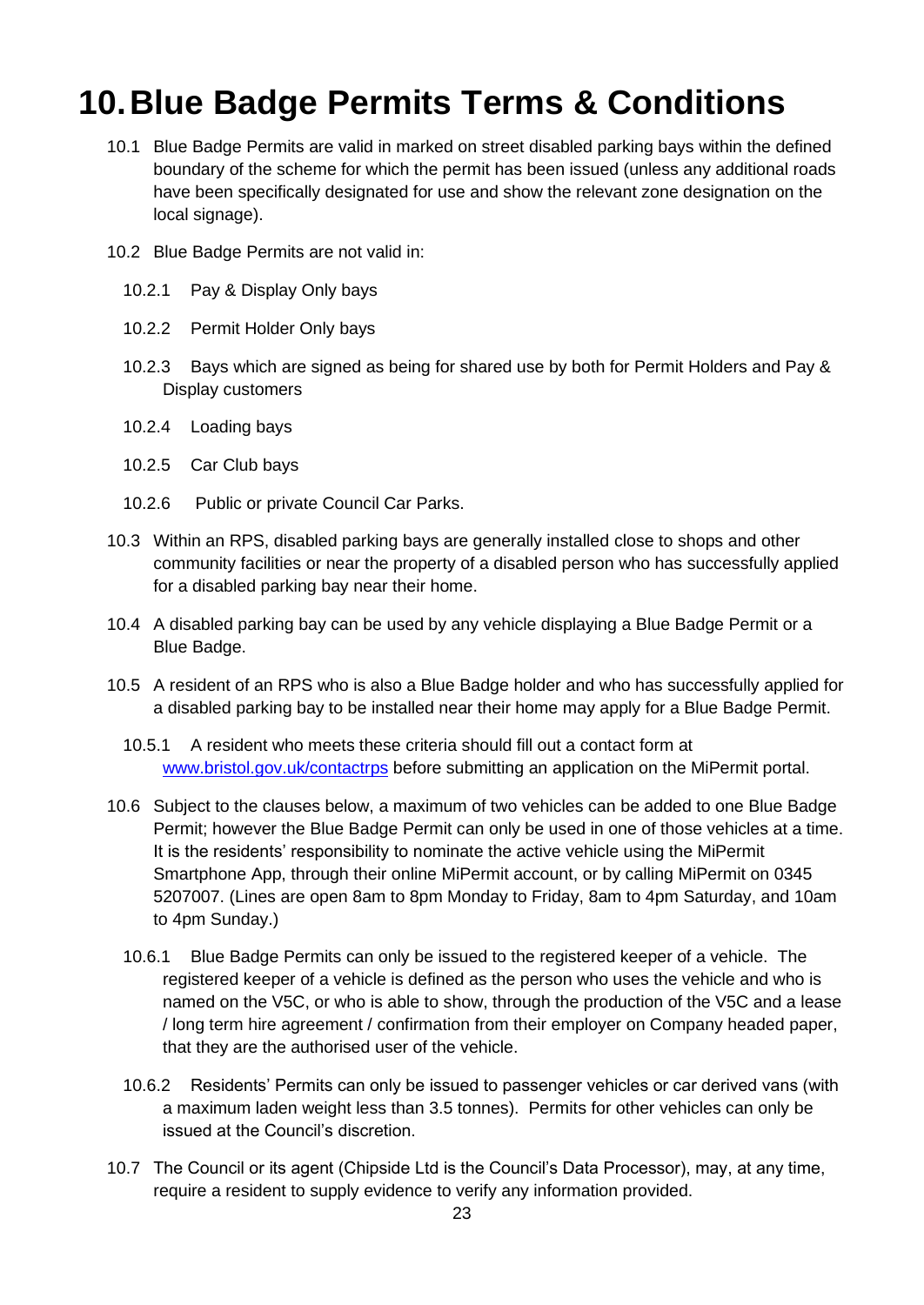# 10. Blue Badge Permits Terms & Conditions

10.1 Blue Badge Permits are valid in marked on street disabled parking bays within the defined boundary of the scheme for which the permit has been issued (unless any additional roads have been specifically designated for use and show the relevant zone designation on the local signage).

10.2 Blue Badge Permits are not valid in:

10.2.1 Pay & Display Only bays

10.2.2 Permit Holder Only bays

10.2.3 Bays which are signed as being for shared use by both for Permit Holders and Pay & Display customers

10.2.4 Loading bays

10.2.5 Car Club bays

10.2.6 Public or private Council Car Parks.

10.3 Within an RPS, disabled parking bays are generally installed close to shops and other community facilities or near the property of a disabled person who has successfully applied for a disabled parking bay near their home.

10.4 A disabled parking bay can be used by any vehicle displaying a Blue Badge Permit or a Blue Badge.

10.5 A resident of an RPS who is also a Blue Badge holder and who has successfully applied for a disabled parking bay to be installed near their home may apply for a Blue Badge Permit.

10.5.1 A resident who meets these criteria should fill out a contact form at [www.bristol.gov.uk/contactrps](www.bristol.gov.uk/contactrps) before submitting an application on the MiPermit portal.

10.6 Subject to the clauses below, a maximum of two vehicles can be added to one Blue Badge Permit; however the Blue Badge Permit can only be used in one of those vehicles at a time. It is the residents' responsibility to nominate the active vehicle using the MiPermit Smartphone App, through their online MiPermit account, or by calling MiPermit on 0345 5207007. (Lines are open 8am to 8pm Monday to Friday, 8am to 4pm Saturday, and 10am to 4pm Sunday.)

10.6.1 Blue Badge Permits can only be issued to the registered keeper of a vehicle. The registered keeper of a vehicle is defined as the person who uses the vehicle and who is named on the V5C, or who is able to show, through the production of the V5C and a lease / long term hire agreement / confirmation from their employer on Company headed paper, that they are the authorised user of the vehicle.

10.6.2 Residents' Permits can only be issued to passenger vehicles or car derived vans (with a maximum laden weight less than 3.5 tonnes). Permits for other vehicles can only be issued at the Council's discretion.

10.7 The Council or its agent (Chipside Ltd is the Council's Data Processor), may, at any time, require a resident to supply evidence to verify any information provided.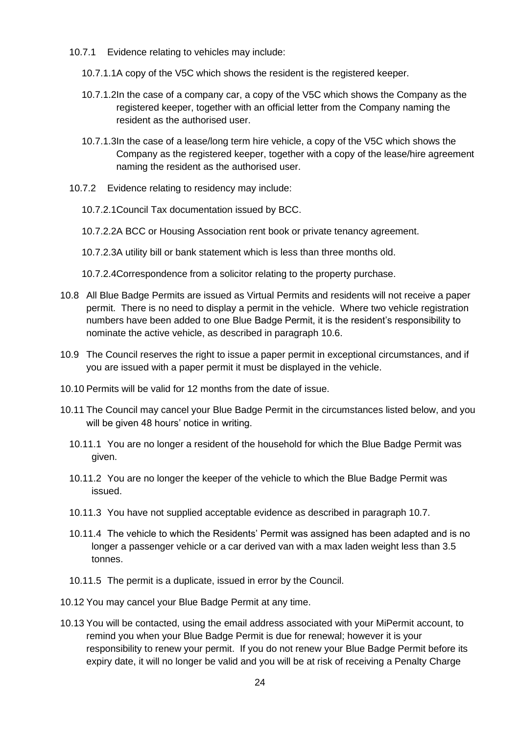10.7.1 Evidence relating to vehicles may include:

10.7.1.1 A copy of the V5C which shows the resident is the registered keeper.

10.7.1.2 In the case of a company car, a copy of the V5C which shows the Company as the registered keeper, together with an official letter from the Company naming the resident as the authorised user.

10.7.1.3 In the case of a lease/long term hire vehicle, a copy of the V5C which shows the Company as the registered keeper, together with a copy of the lease/hire agreement naming the resident as the authorised user.

10.7.2 Evidence relating to residency may include:

10.7.2.1 Council Tax documentation issued by BCC.

10.7.2.2 A BCC or Housing Association rent book or private tenancy agreement.

10.7.2.3 A utility bill or bank statement which is less than three months old.

10.7.2.4 Correspondence from a solicitor relating to the property purchase.

10.8 All Blue Badge Permits are issued as Virtual Permits and residents will not receive a paper permit. There is no need to display a permit in the vehicle. Where two vehicle registration numbers have been added to one Blue Badge Permit, it is the resident's responsibility to nominate the active vehicle, as described in paragraph 10.6.

10.9 The Council reserves the right to issue a paper permit in exceptional circumstances, and if you are issued with a paper permit it must be displayed in the vehicle.

10.10 Permits will be valid for 12 months from the date of issue.

10.11 The Council may cancel your Blue Badge Permit in the circumstances listed below, and you will be given 48 hours' notice in writing.

10.11.1 You are no longer a resident of the household for which the Blue Badge Permit was given.

10.11.2 You are no longer the keeper of the vehicle to which the Blue Badge Permit was issued.

10.11.3 You have not supplied acceptable evidence as described in paragraph 10.7.

10.11.4 The vehicle to which the Residents' Permit was assigned has been adapted and is no longer a passenger vehicle or a car derived van with a max laden weight less than 3.5 tonnes.

10.11.5 The permit is a duplicate, issued in error by the Council.

10.12 You may cancel your Blue Badge Permit at any time.

10.13 You will be contacted, using the email address associated with your MiPermit account, to remind you when your Blue Badge Permit is due for renewal; however it is your responsibility to renew your permit. If you do not renew your Blue Badge Permit before its expiry date, it will no longer be valid and you will be at risk of receiving a Penalty Charge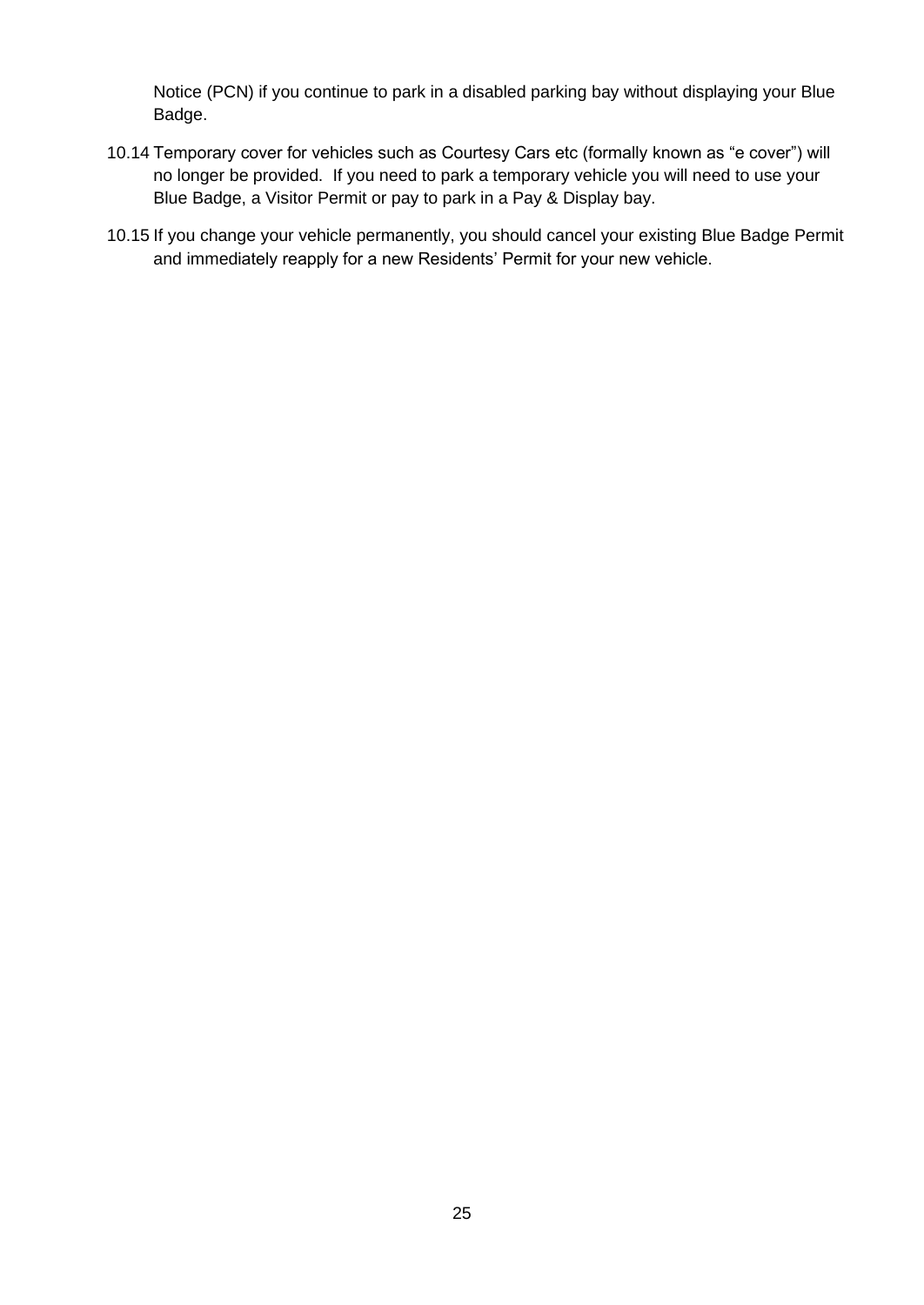Notice (PCN) if you continue to park in a disabled parking bay without displaying your Blue Badge.

10.14 Temporary cover for vehicles such as Courtesy Cars etc (formally known as "e cover") will no longer be provided. If you need to park a temporary vehicle you will need to use your Blue Badge, a Visitor Permit or pay to park in a Pay & Display bay.

10.15 If you change your vehicle permanently, you should cancel your existing Blue Badge Permit and immediately reapply for a new Residents' Permit for your new vehicle.